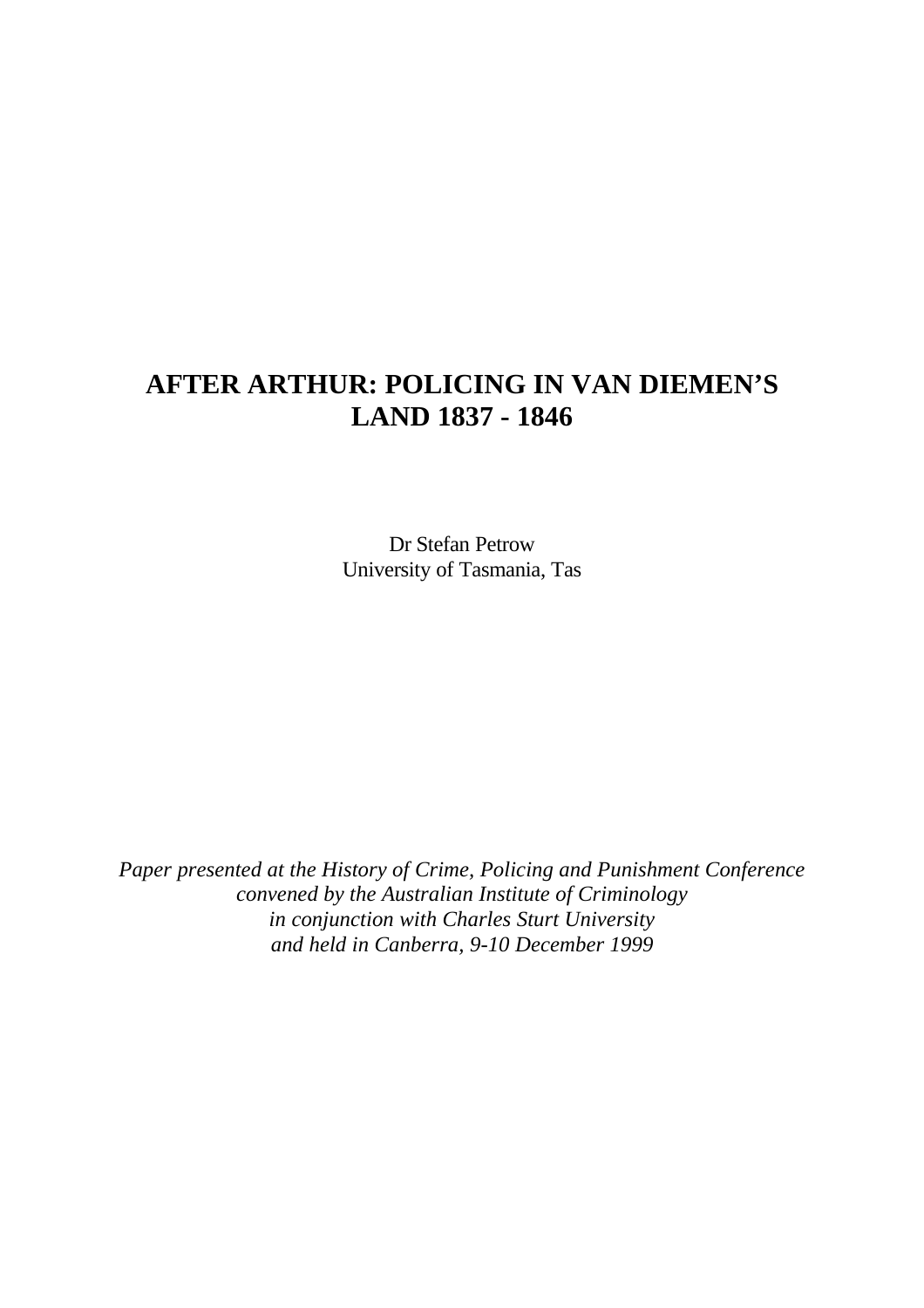# AFTER ARTHUR: POLICING IN VAN DIEMEN'S LAND 1837 - 1846

Dr Stefan Petrow
University of Tasmania, Tas

*Paper presented at the History of Crime, Policing and Punishment Conference convened by the Australian Institute of Criminology in conjunction with Charles Sturt University and held in Canberra, 9-10 December 1999*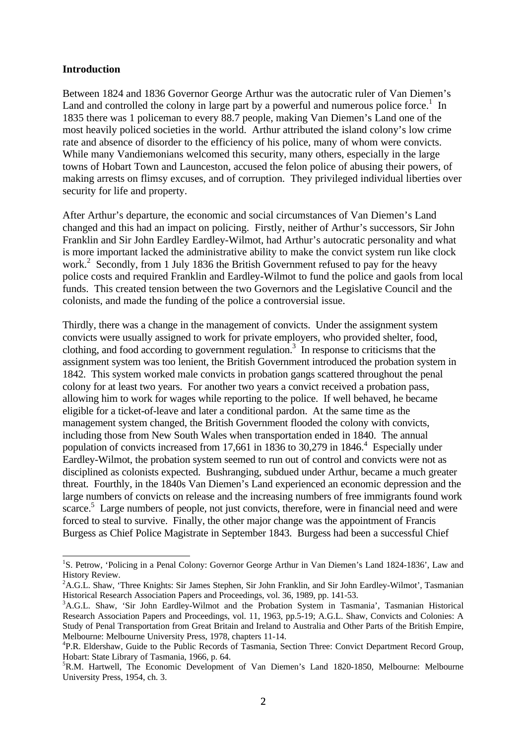**Introduction**

Between 1824 and 1836 Governor George Arthur was the autocratic ruler of Van Diemen's Land and controlled the colony in large part by a powerful and numerous police force.[1] In 1835 there was 1 policeman to every 88.7 people, making Van Diemen's Land one of the most heavily policed societies in the world. Arthur attributed the island colony's low crime rate and absence of disorder to the efficiency of his police, many of whom were convicts. While many Vandiemonians welcomed this security, many others, especially in the large towns of Hobart Town and Launceston, accused the felon police of abusing their powers, of making arrests on flimsy excuses, and of corruption. They privileged individual liberties over security for life and property.

After Arthur's departure, the economic and social circumstances of Van Diemen's Land changed and this had an impact on policing. Firstly, neither of Arthur's successors, Sir John Franklin and Sir John Eardley Eardley-Wilmot, had Arthur's autocratic personality and what is more important lacked the administrative ability to make the convict system run like clock work.[2] Secondly, from 1 July 1836 the British Government refused to pay for the heavy police costs and required Franklin and Eardley-Wilmot to fund the police and gaols from local funds. This created tension between the two Governors and the Legislative Council and the colonists, and made the funding of the police a controversial issue.

Thirdly, there was a change in the management of convicts. Under the assignment system convicts were usually assigned to work for private employers, who provided shelter, food, clothing, and food according to government regulation.[3] In response to criticisms that the assignment system was too lenient, the British Government introduced the probation system in 1842. This system worked male convicts in probation gangs scattered throughout the penal colony for at least two years. For another two years a convict received a probation pass, allowing him to work for wages while reporting to the police. If well behaved, he became eligible for a ticket-of-leave and later a conditional pardon. At the same time as the management system changed, the British Government flooded the colony with convicts, including those from New South Wales when transportation ended in 1840. The annual population of convicts increased from 17,661 in 1836 to 30,279 in 1846.[4] Especially under Eardley-Wilmot, the probation system seemed to run out of control and convicts were not as disciplined as colonists expected. Bushranging, subdued under Arthur, became a much greater threat. Fourthly, in the 1840s Van Diemen's Land experienced an economic depression and the large numbers of convicts on release and the increasing numbers of free immigrants found work scarce.[5] Large numbers of people, not just convicts, therefore, were in financial need and were forced to steal to survive. Finally, the other major change was the appointment of Francis Burgess as Chief Police Magistrate in September 1843. Burgess had been a successful Chief

---

[1] S. Petrow, 'Policing in a Penal Colony: Governor George Arthur in Van Diemen's Land 1824-1836', Law and History Review.

[2] A.G.L. Shaw, 'Three Knights: Sir James Stephen, Sir John Franklin, and Sir John Eardley-Wilmot', Tasmanian Historical Research Association Papers and Proceedings, vol. 36, 1989, pp. 141-53.

[3] A.G.L. Shaw, 'Sir John Eardley-Wilmot and the Probation System in Tasmania', Tasmanian Historical Research Association Papers and Proceedings, vol. 11, 1963, pp.5-19; A.G.L. Shaw, Convicts and Colonies: A Study of Penal Transportation from Great Britain and Ireland to Australia and Other Parts of the British Empire, Melbourne: Melbourne University Press, 1978, chapters 11-14.

[4] P.R. Eldershaw, Guide to the Public Records of Tasmania, Section Three: Convict Department Record Group, Hobart: State Library of Tasmania, 1966, p. 64.

[5] R.M. Hartwell, The Economic Development of Van Diemen's Land 1820-1850, Melbourne: Melbourne University Press, 1954, ch. 3.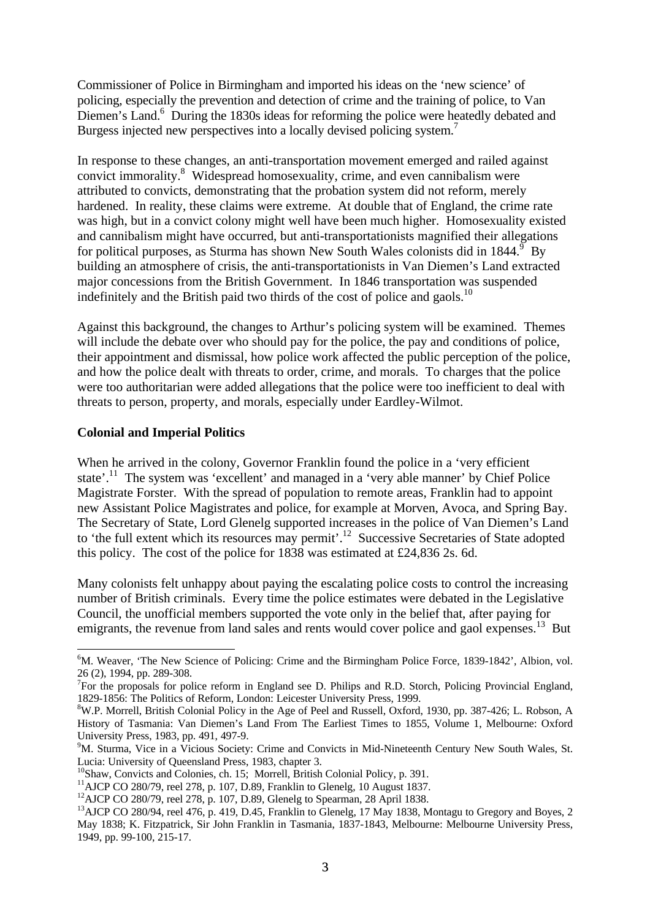Commissioner of Police in Birmingham and imported his ideas on the 'new science' of policing, especially the prevention and detection of crime and the training of police, to Van Diemen's Land.[6] During the 1830s ideas for reforming the police were heatedly debated and Burgess injected new perspectives into a locally devised policing system.[7]

In response to these changes, an anti-transportation movement emerged and railed against convict immorality.[8] Widespread homosexuality, crime, and even cannibalism were attributed to convicts, demonstrating that the probation system did not reform, merely hardened. In reality, these claims were extreme. At double that of England, the crime rate was high, but in a convict colony might well have been much higher. Homosexuality existed and cannibalism might have occurred, but anti-transportationists magnified their allegations for political purposes, as Sturma has shown New South Wales colonists did in 1844.[9] By building an atmosphere of crisis, the anti-transportationists in Van Diemen's Land extracted major concessions from the British Government. In 1846 transportation was suspended indefinitely and the British paid two thirds of the cost of police and gaols.[10]

Against this background, the changes to Arthur's policing system will be examined. Themes will include the debate over who should pay for the police, the pay and conditions of police, their appointment and dismissal, how police work affected the public perception of the police, and how the police dealt with threats to order, crime, and morals. To charges that the police were too authoritarian were added allegations that the police were too inefficient to deal with threats to person, property, and morals, especially under Eardley-Wilmot.

**Colonial and Imperial Politics**

When he arrived in the colony, Governor Franklin found the police in a 'very efficient state'.[11] The system was 'excellent' and managed in a 'very able manner' by Chief Police Magistrate Forster. With the spread of population to remote areas, Franklin had to appoint new Assistant Police Magistrates and police, for example at Morven, Avoca, and Spring Bay. The Secretary of State, Lord Glenelg supported increases in the police of Van Diemen's Land to 'the full extent which its resources may permit'.[12] Successive Secretaries of State adopted this policy. The cost of the police for 1838 was estimated at £24,836 2s. 6d.

Many colonists felt unhappy about paying the escalating police costs to control the increasing number of British criminals. Every time the police estimates were debated in the Legislative Council, the unofficial members supported the vote only in the belief that, after paying for emigrants, the revenue from land sales and rents would cover police and gaol expenses.[13] But

---

[6] M. Weaver, 'The New Science of Policing: Crime and the Birmingham Police Force, 1839-1842', Albion, vol. 26 (2), 1994, pp. 289-308.

[7] For the proposals for police reform in England see D. Philips and R.D. Storch, Policing Provincial England, 1829-1856: The Politics of Reform, London: Leicester University Press, 1999.

[8] W.P. Morrell, British Colonial Policy in the Age of Peel and Russell, Oxford, 1930, pp. 387-426; L. Robson, A History of Tasmania: Van Diemen's Land From The Earliest Times to 1855, Volume 1, Melbourne: Oxford University Press, 1983, pp. 491, 497-9.

[9] M. Sturma, Vice in a Vicious Society: Crime and Convicts in Mid-Nineteenth Century New South Wales, St. Lucia: University of Queensland Press, 1983, chapter 3.

[10] Shaw, Convicts and Colonies, ch. 15; Morrell, British Colonial Policy, p. 391.

[11] AJCP CO 280/79, reel 278, p. 107, D.89, Franklin to Glenelg, 10 August 1837.

[12] AJCP CO 280/79, reel 278, p. 107, D.89, Glenelg to Spearman, 28 April 1838.

[13] AJCP CO 280/94, reel 476, p. 419, D.45, Franklin to Glenelg, 17 May 1838, Montagu to Gregory and Boyes, 2 May 1838; K. Fitzpatrick, Sir John Franklin in Tasmania, 1837-1843, Melbourne: Melbourne University Press, 1949, pp. 99-100, 215-17.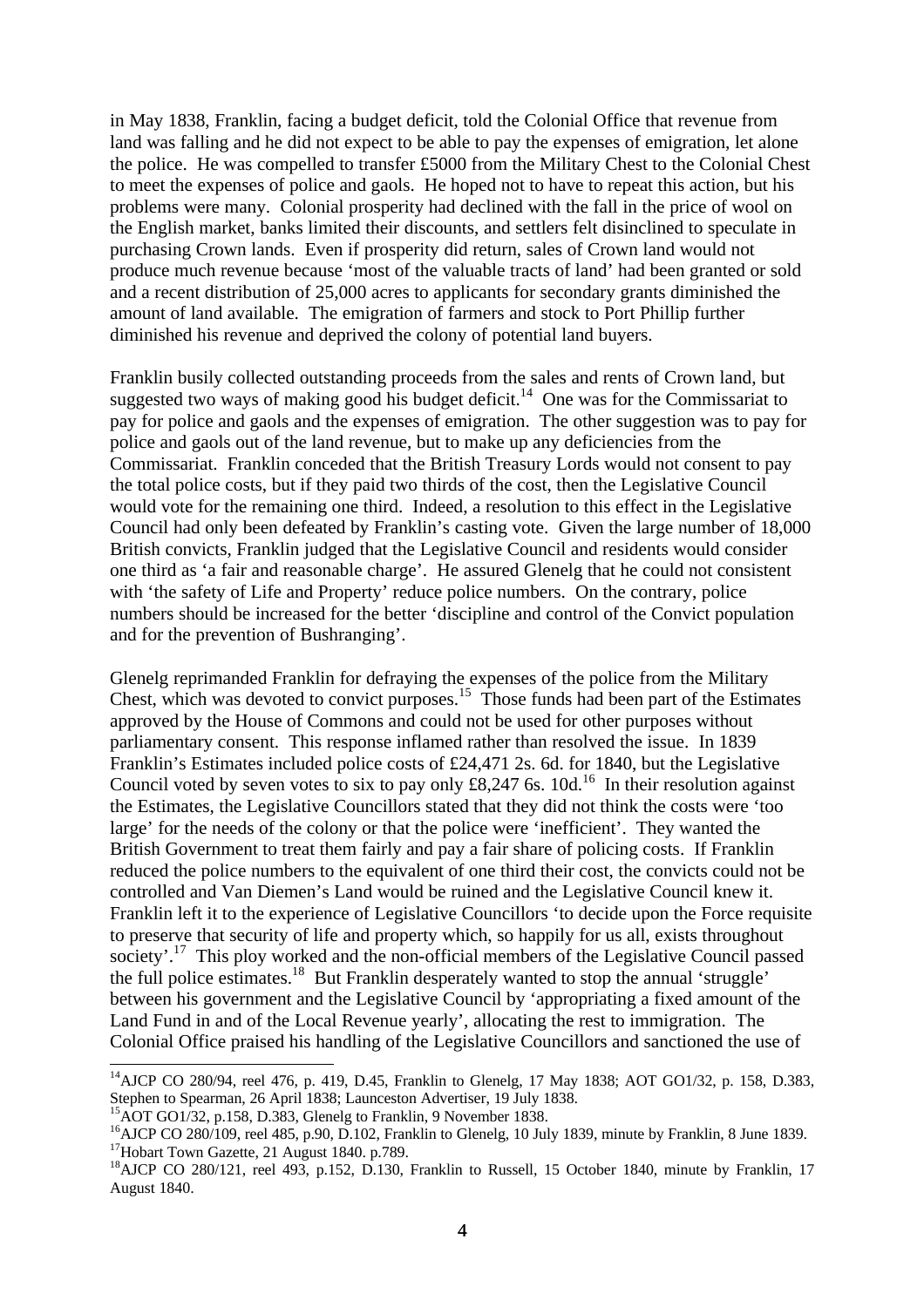in May 1838, Franklin, facing a budget deficit, told the Colonial Office that revenue from land was falling and he did not expect to be able to pay the expenses of emigration, let alone the police. He was compelled to transfer £5000 from the Military Chest to the Colonial Chest to meet the expenses of police and gaols. He hoped not to have to repeat this action, but his problems were many. Colonial prosperity had declined with the fall in the price of wool on the English market, banks limited their discounts, and settlers felt disinclined to speculate in purchasing Crown lands. Even if prosperity did return, sales of Crown land would not produce much revenue because 'most of the valuable tracts of land' had been granted or sold and a recent distribution of 25,000 acres to applicants for secondary grants diminished the amount of land available. The emigration of farmers and stock to Port Phillip further diminished his revenue and deprived the colony of potential land buyers.

Franklin busily collected outstanding proceeds from the sales and rents of Crown land, but suggested two ways of making good his budget deficit.[14] One was for the Commissariat to pay for police and gaols and the expenses of emigration. The other suggestion was to pay for police and gaols out of the land revenue, but to make up any deficiencies from the Commissariat. Franklin conceded that the British Treasury Lords would not consent to pay the total police costs, but if they paid two thirds of the cost, then the Legislative Council would vote for the remaining one third. Indeed, a resolution to this effect in the Legislative Council had only been defeated by Franklin's casting vote. Given the large number of 18,000 British convicts, Franklin judged that the Legislative Council and residents would consider one third as 'a fair and reasonable charge'. He assured Glenelg that he could not consistent with 'the safety of Life and Property' reduce police numbers. On the contrary, police numbers should be increased for the better 'discipline and control of the Convict population and for the prevention of Bushranging'.

Glenelg reprimanded Franklin for defraying the expenses of the police from the Military Chest, which was devoted to convict purposes.[15] Those funds had been part of the Estimates approved by the House of Commons and could not be used for other purposes without parliamentary consent. This response inflamed rather than resolved the issue. In 1839 Franklin's Estimates included police costs of £24,471 2s. 6d. for 1840, but the Legislative Council voted by seven votes to six to pay only £8,247 6s. 10d.[16] In their resolution against the Estimates, the Legislative Councillors stated that they did not think the costs were 'too large' for the needs of the colony or that the police were 'inefficient'. They wanted the British Government to treat them fairly and pay a fair share of policing costs. If Franklin reduced the police numbers to the equivalent of one third their cost, the convicts could not be controlled and Van Diemen's Land would be ruined and the Legislative Council knew it. Franklin left it to the experience of Legislative Councillors 'to decide upon the Force requisite to preserve that security of life and property which, so happily for us all, exists throughout society'.[17] This ploy worked and the non-official members of the Legislative Council passed the full police estimates.[18] But Franklin desperately wanted to stop the annual 'struggle' between his government and the Legislative Council by 'appropriating a fixed amount of the Land Fund in and of the Local Revenue yearly', allocating the rest to immigration. The Colonial Office praised his handling of the Legislative Councillors and sanctioned the use of

---

[14] AJCP CO 280/94, reel 476, p. 419, D.45, Franklin to Glenelg, 17 May 1838; AOT GO1/32, p. 158, D.383, Stephen to Spearman, 26 April 1838; Launceston Advertiser, 19 July 1838.

[15] AOT GO1/32, p.158, D.383, Glenelg to Franklin, 9 November 1838.

[16] AJCP CO 280/109, reel 485, p.90, D.102, Franklin to Glenelg, 10 July 1839, minute by Franklin, 8 June 1839.

[17] Hobart Town Gazette, 21 August 1840. p.789.

[18] AJCP CO 280/121, reel 493, p.152, D.130, Franklin to Russell, 15 October 1840, minute by Franklin, 17 August 1840.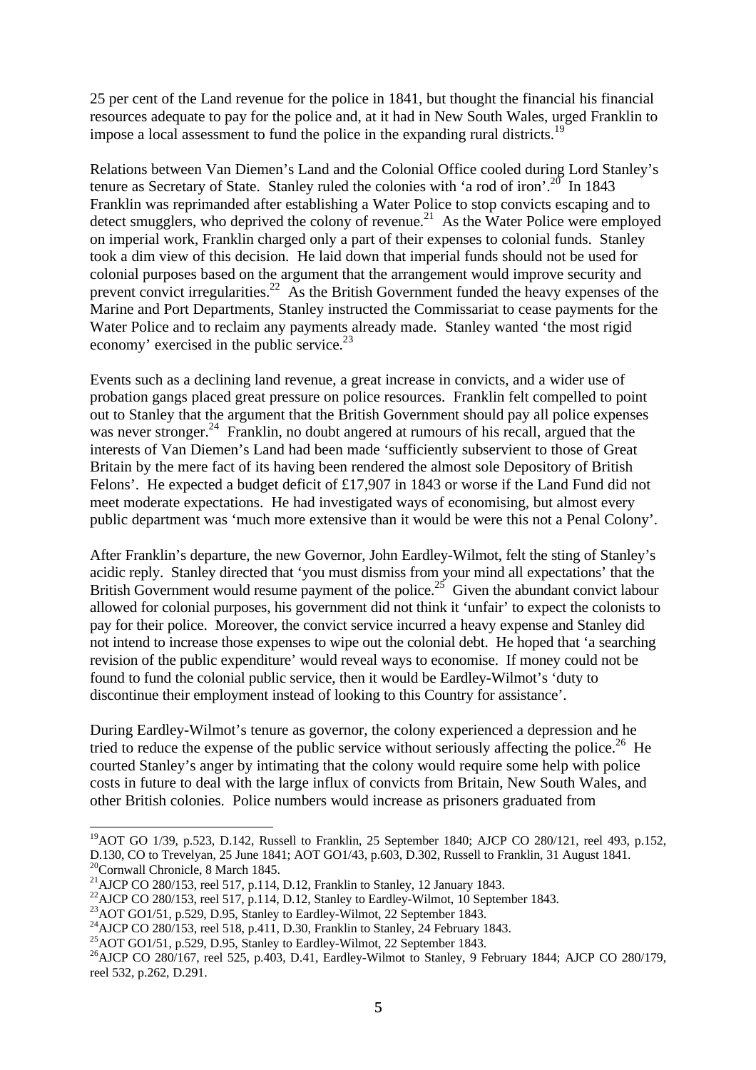25 per cent of the Land revenue for the police in 1841, but thought the financial his financial resources adequate to pay for the police and, at it had in New South Wales, urged Franklin to impose a local assessment to fund the police in the expanding rural districts.[19]

Relations between Van Diemen's Land and the Colonial Office cooled during Lord Stanley's tenure as Secretary of State. Stanley ruled the colonies with 'a rod of iron'.[20] In 1843 Franklin was reprimanded after establishing a Water Police to stop convicts escaping and to detect smugglers, who deprived the colony of revenue.[21] As the Water Police were employed on imperial work, Franklin charged only a part of their expenses to colonial funds. Stanley took a dim view of this decision. He laid down that imperial funds should not be used for colonial purposes based on the argument that the arrangement would improve security and prevent convict irregularities.[22] As the British Government funded the heavy expenses of the Marine and Port Departments, Stanley instructed the Commissariat to cease payments for the Water Police and to reclaim any payments already made. Stanley wanted 'the most rigid economy' exercised in the public service.[23]

Events such as a declining land revenue, a great increase in convicts, and a wider use of probation gangs placed great pressure on police resources. Franklin felt compelled to point out to Stanley that the argument that the British Government should pay all police expenses was never stronger.[24] Franklin, no doubt angered at rumours of his recall, argued that the interests of Van Diemen's Land had been made 'sufficiently subservient to those of Great Britain by the mere fact of its having been rendered the almost sole Depository of British Felons'. He expected a budget deficit of £17,907 in 1843 or worse if the Land Fund did not meet moderate expectations. He had investigated ways of economising, but almost every public department was 'much more extensive than it would be were this not a Penal Colony'.

After Franklin's departure, the new Governor, John Eardley-Wilmot, felt the sting of Stanley's acidic reply. Stanley directed that 'you must dismiss from your mind all expectations' that the British Government would resume payment of the police.[25] Given the abundant convict labour allowed for colonial purposes, his government did not think it 'unfair' to expect the colonists to pay for their police. Moreover, the convict service incurred a heavy expense and Stanley did not intend to increase those expenses to wipe out the colonial debt. He hoped that 'a searching revision of the public expenditure' would reveal ways to economise. If money could not be found to fund the colonial public service, then it would be Eardley-Wilmot's 'duty to discontinue their employment instead of looking to this Country for assistance'.

During Eardley-Wilmot's tenure as governor, the colony experienced a depression and he tried to reduce the expense of the public service without seriously affecting the police.[26] He courted Stanley's anger by intimating that the colony would require some help with police costs in future to deal with the large influx of convicts from Britain, New South Wales, and other British colonies. Police numbers would increase as prisoners graduated from

---

[19] AOT GO 1/39, p.523, D.142, Russell to Franklin, 25 September 1840; AJCP CO 280/121, reel 493, p.152, D.130, CO to Trevelyan, 25 June 1841; AOT GO1/43, p.603, D.302, Russell to Franklin, 31 August 1841.

[20] Cornwall Chronicle, 8 March 1845.

[21] AJCP CO 280/153, reel 517, p.114, D.12, Franklin to Stanley, 12 January 1843.

[22] AJCP CO 280/153, reel 517, p.114, D.12, Stanley to Eardley-Wilmot, 10 September 1843.

[23] AOT GO1/51, p.529, D.95, Stanley to Eardley-Wilmot, 22 September 1843.

[24] AJCP CO 280/153, reel 518, p.411, D.30, Franklin to Stanley, 24 February 1843.

[25] AOT GO1/51, p.529, D.95, Stanley to Eardley-Wilmot, 22 September 1843.

[26] AJCP CO 280/167, reel 525, p.403, D.41, Eardley-Wilmot to Stanley, 9 February 1844; AJCP CO 280/179, reel 532, p.262, D.291.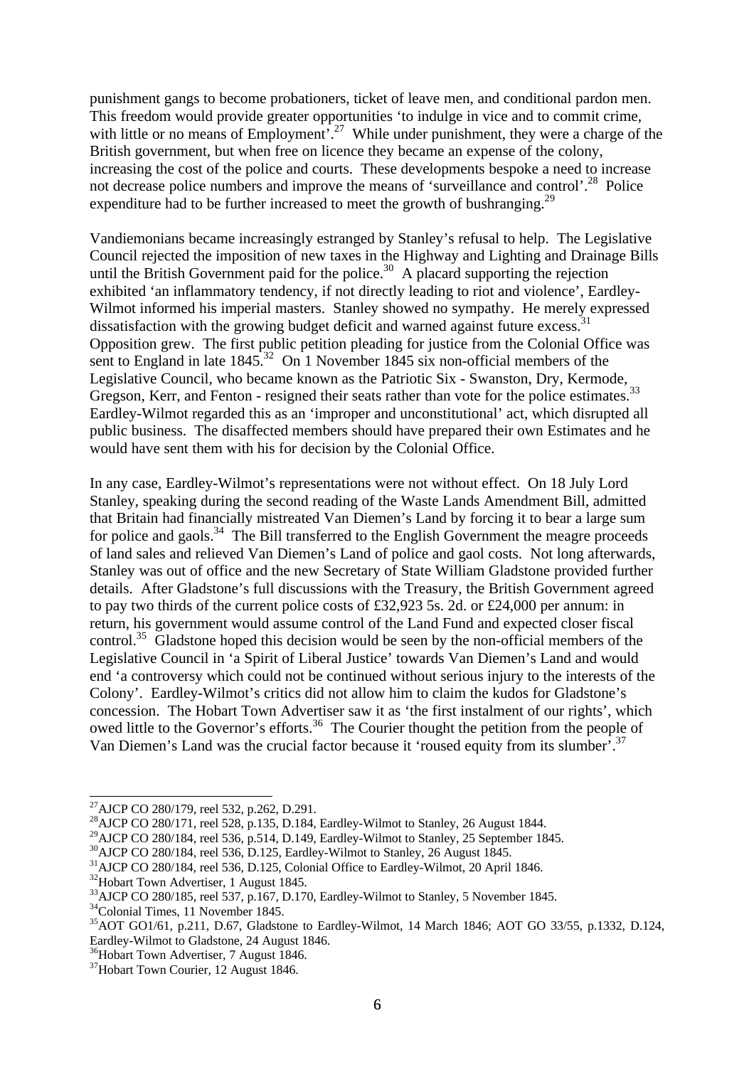punishment gangs to become probationers, ticket of leave men, and conditional pardon men. This freedom would provide greater opportunities 'to indulge in vice and to commit crime, with little or no means of Employment'.[27] While under punishment, they were a charge of the British government, but when free on licence they became an expense of the colony, increasing the cost of the police and courts. These developments bespoke a need to increase not decrease police numbers and improve the means of 'surveillance and control'.[28] Police expenditure had to be further increased to meet the growth of bushranging.[29]

Vandiemonians became increasingly estranged by Stanley's refusal to help. The Legislative Council rejected the imposition of new taxes in the Highway and Lighting and Drainage Bills until the British Government paid for the police.[30] A placard supporting the rejection exhibited 'an inflammatory tendency, if not directly leading to riot and violence', Eardley-Wilmot informed his imperial masters. Stanley showed no sympathy. He merely expressed dissatisfaction with the growing budget deficit and warned against future excess.[31] Opposition grew. The first public petition pleading for justice from the Colonial Office was sent to England in late 1845.[32] On 1 November 1845 six non-official members of the Legislative Council, who became known as the Patriotic Six - Swanston, Dry, Kermode, Gregson, Kerr, and Fenton - resigned their seats rather than vote for the police estimates.[33] Eardley-Wilmot regarded this as an 'improper and unconstitutional' act, which disrupted all public business. The disaffected members should have prepared their own Estimates and he would have sent them with his for decision by the Colonial Office.

In any case, Eardley-Wilmot's representations were not without effect. On 18 July Lord Stanley, speaking during the second reading of the Waste Lands Amendment Bill, admitted that Britain had financially mistreated Van Diemen's Land by forcing it to bear a large sum for police and gaols.[34] The Bill transferred to the English Government the meagre proceeds of land sales and relieved Van Diemen's Land of police and gaol costs. Not long afterwards, Stanley was out of office and the new Secretary of State William Gladstone provided further details. After Gladstone's full discussions with the Treasury, the British Government agreed to pay two thirds of the current police costs of £32,923 5s. 2d. or £24,000 per annum: in return, his government would assume control of the Land Fund and expected closer fiscal control.[35] Gladstone hoped this decision would be seen by the non-official members of the Legislative Council in 'a Spirit of Liberal Justice' towards Van Diemen's Land and would end 'a controversy which could not be continued without serious injury to the interests of the Colony'. Eardley-Wilmot's critics did not allow him to claim the kudos for Gladstone's concession. The Hobart Town Advertiser saw it as 'the first instalment of our rights', which owed little to the Governor's efforts.[36] The Courier thought the petition from the people of Van Diemen's Land was the crucial factor because it 'roused equity from its slumber'.[37]

---

[27] AJCP CO 280/179, reel 532, p.262, D.291.

[28] AJCP CO 280/171, reel 528, p.135, D.184, Eardley-Wilmot to Stanley, 26 August 1844.

[29] AJCP CO 280/184, reel 536, p.514, D.149, Eardley-Wilmot to Stanley, 25 September 1845.

[30] AJCP CO 280/184, reel 536, D.125, Eardley-Wilmot to Stanley, 26 August 1845.

[31] AJCP CO 280/184, reel 536, D.125, Colonial Office to Eardley-Wilmot, 20 April 1846.

[32] Hobart Town Advertiser, 1 August 1845.

[33] AJCP CO 280/185, reel 537, p.167, D.170, Eardley-Wilmot to Stanley, 5 November 1845.

[34] Colonial Times, 11 November 1845.

[35] AOT GO1/61, p.211, D.67, Gladstone to Eardley-Wilmot, 14 March 1846; AOT GO 33/55, p.1332, D.124, Eardley-Wilmot to Gladstone, 24 August 1846.

[36] Hobart Town Advertiser, 7 August 1846.

[37] Hobart Town Courier, 12 August 1846.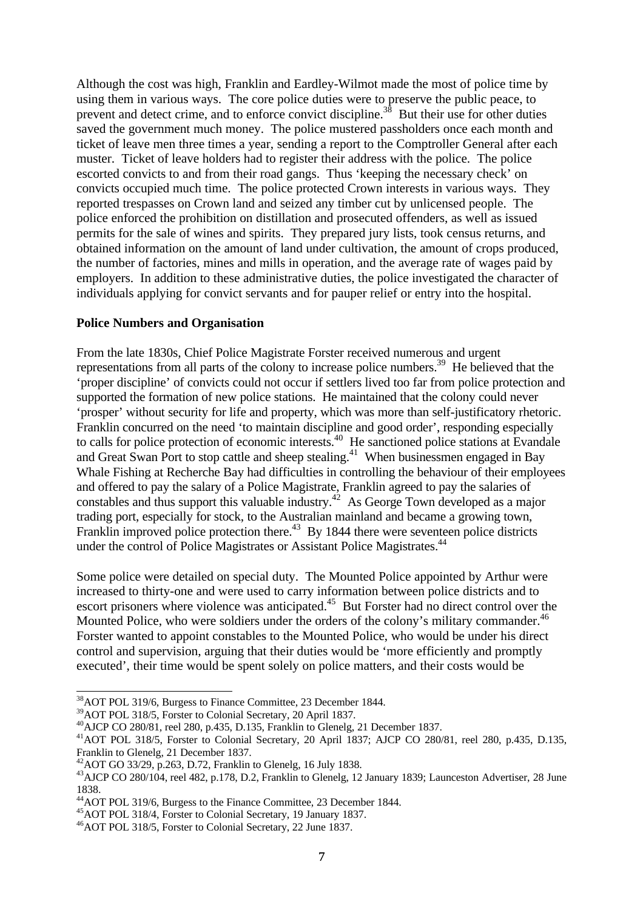Although the cost was high, Franklin and Eardley-Wilmot made the most of police time by using them in various ways. The core police duties were to preserve the public peace, to prevent and detect crime, and to enforce convict discipline.[38] But their use for other duties saved the government much money. The police mustered passholders once each month and ticket of leave men three times a year, sending a report to the Comptroller General after each muster. Ticket of leave holders had to register their address with the police. The police escorted convicts to and from their road gangs. Thus 'keeping the necessary check' on convicts occupied much time. The police protected Crown interests in various ways. They reported trespasses on Crown land and seized any timber cut by unlicensed people. The police enforced the prohibition on distillation and prosecuted offenders, as well as issued permits for the sale of wines and spirits. They prepared jury lists, took census returns, and obtained information on the amount of land under cultivation, the amount of crops produced, the number of factories, mines and mills in operation, and the average rate of wages paid by employers. In addition to these administrative duties, the police investigated the character of individuals applying for convict servants and for pauper relief or entry into the hospital.

**Police Numbers and Organisation**

From the late 1830s, Chief Police Magistrate Forster received numerous and urgent representations from all parts of the colony to increase police numbers.[39] He believed that the 'proper discipline' of convicts could not occur if settlers lived too far from police protection and supported the formation of new police stations. He maintained that the colony could never 'prosper' without security for life and property, which was more than self-justificatory rhetoric. Franklin concurred on the need 'to maintain discipline and good order', responding especially to calls for police protection of economic interests.[40] He sanctioned police stations at Evandale and Great Swan Port to stop cattle and sheep stealing.[41] When businessmen engaged in Bay Whale Fishing at Recherche Bay had difficulties in controlling the behaviour of their employees and offered to pay the salary of a Police Magistrate, Franklin agreed to pay the salaries of constables and thus support this valuable industry.[42] As George Town developed as a major trading port, especially for stock, to the Australian mainland and became a growing town, Franklin improved police protection there.[43] By 1844 there were seventeen police districts under the control of Police Magistrates or Assistant Police Magistrates.[44]

Some police were detailed on special duty. The Mounted Police appointed by Arthur were increased to thirty-one and were used to carry information between police districts and to escort prisoners where violence was anticipated.[45] But Forster had no direct control over the Mounted Police, who were soldiers under the orders of the colony's military commander.[46] Forster wanted to appoint constables to the Mounted Police, who would be under his direct control and supervision, arguing that their duties would be 'more efficiently and promptly executed', their time would be spent solely on police matters, and their costs would be

---

[38] AOT POL 319/6, Burgess to Finance Committee, 23 December 1844.
[39] AOT POL 318/5, Forster to Colonial Secretary, 20 April 1837.
[40] AJCP CO 280/81, reel 280, p.435, D.135, Franklin to Glenelg, 21 December 1837.
[41] AOT POL 318/5, Forster to Colonial Secretary, 20 April 1837; AJCP CO 280/81, reel 280, p.435, D.135, Franklin to Glenelg, 21 December 1837.
[42] AOT GO 33/29, p.263, D.72, Franklin to Glenelg, 16 July 1838.
[43] AJCP CO 280/104, reel 482, p.178, D.2, Franklin to Glenelg, 12 January 1839; Launceston Advertiser, 28 June 1838.
[44] AOT POL 319/6, Burgess to the Finance Committee, 23 December 1844.
[45] AOT POL 318/4, Forster to Colonial Secretary, 19 January 1837.
[46] AOT POL 318/5, Forster to Colonial Secretary, 22 June 1837.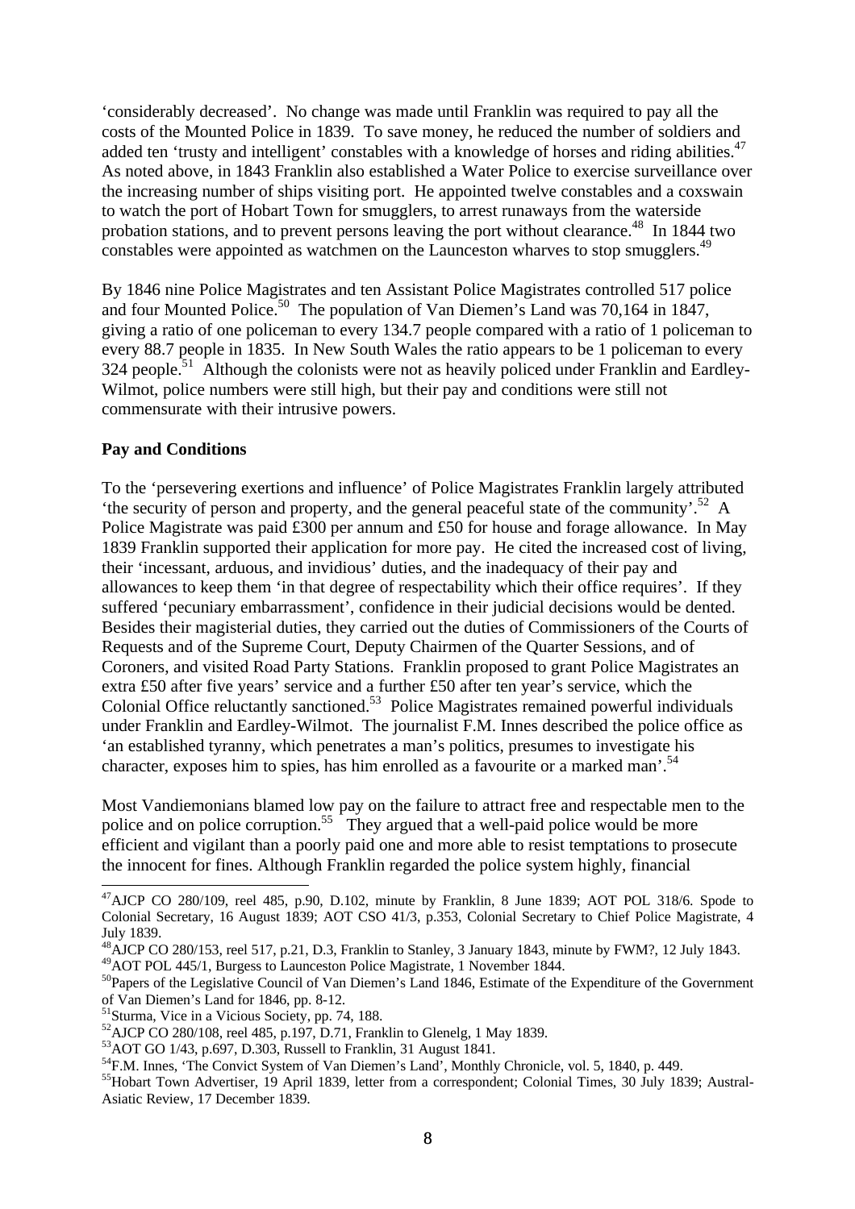'considerably decreased'. No change was made until Franklin was required to pay all the costs of the Mounted Police in 1839. To save money, he reduced the number of soldiers and added ten 'trusty and intelligent' constables with a knowledge of horses and riding abilities.[47] As noted above, in 1843 Franklin also established a Water Police to exercise surveillance over the increasing number of ships visiting port. He appointed twelve constables and a coxswain to watch the port of Hobart Town for smugglers, to arrest runaways from the waterside probation stations, and to prevent persons leaving the port without clearance.[48] In 1844 two constables were appointed as watchmen on the Launceston wharves to stop smugglers.[49]

By 1846 nine Police Magistrates and ten Assistant Police Magistrates controlled 517 police and four Mounted Police.[50] The population of Van Diemen's Land was 70,164 in 1847, giving a ratio of one policeman to every 134.7 people compared with a ratio of 1 policeman to every 88.7 people in 1835. In New South Wales the ratio appears to be 1 policeman to every 324 people.[51] Although the colonists were not as heavily policed under Franklin and Eardley-Wilmot, police numbers were still high, but their pay and conditions were still not commensurate with their intrusive powers.

**Pay and Conditions**

To the 'persevering exertions and influence' of Police Magistrates Franklin largely attributed 'the security of person and property, and the general peaceful state of the community'.[52] A Police Magistrate was paid £300 per annum and £50 for house and forage allowance. In May 1839 Franklin supported their application for more pay. He cited the increased cost of living, their 'incessant, arduous, and invidious' duties, and the inadequacy of their pay and allowances to keep them 'in that degree of respectability which their office requires'. If they suffered 'pecuniary embarrassment', confidence in their judicial decisions would be dented. Besides their magisterial duties, they carried out the duties of Commissioners of the Courts of Requests and of the Supreme Court, Deputy Chairmen of the Quarter Sessions, and of Coroners, and visited Road Party Stations. Franklin proposed to grant Police Magistrates an extra £50 after five years' service and a further £50 after ten year's service, which the Colonial Office reluctantly sanctioned.[53] Police Magistrates remained powerful individuals under Franklin and Eardley-Wilmot. The journalist F.M. Innes described the police office as 'an established tyranny, which penetrates a man's politics, presumes to investigate his character, exposes him to spies, has him enrolled as a favourite or a marked man'.[54]

Most Vandiemonians blamed low pay on the failure to attract free and respectable men to the police and on police corruption.[55] They argued that a well-paid police would be more efficient and vigilant than a poorly paid one and more able to resist temptations to prosecute the innocent for fines. Although Franklin regarded the police system highly, financial

---

[47] AJCP CO 280/109, reel 485, p.90, D.102, minute by Franklin, 8 June 1839; AOT POL 318/6. Spode to Colonial Secretary, 16 August 1839; AOT CSO 41/3, p.353, Colonial Secretary to Chief Police Magistrate, 4 July 1839.

[48] AJCP CO 280/153, reel 517, p.21, D.3, Franklin to Stanley, 3 January 1843, minute by FWM?, 12 July 1843.

[49] AOT POL 445/1, Burgess to Launceston Police Magistrate, 1 November 1844.

[50] Papers of the Legislative Council of Van Diemen's Land 1846, Estimate of the Expenditure of the Government of Van Diemen's Land for 1846, pp. 8-12.

[51] Sturma, Vice in a Vicious Society, pp. 74, 188.

[52] AJCP CO 280/108, reel 485, p.197, D.71, Franklin to Glenelg, 1 May 1839.

[53] AOT GO 1/43, p.697, D.303, Russell to Franklin, 31 August 1841.

[54] F.M. Innes, 'The Convict System of Van Diemen's Land', Monthly Chronicle, vol. 5, 1840, p. 449.

[55] Hobart Town Advertiser, 19 April 1839, letter from a correspondent; Colonial Times, 30 July 1839; Austral-Asiatic Review, 17 December 1839.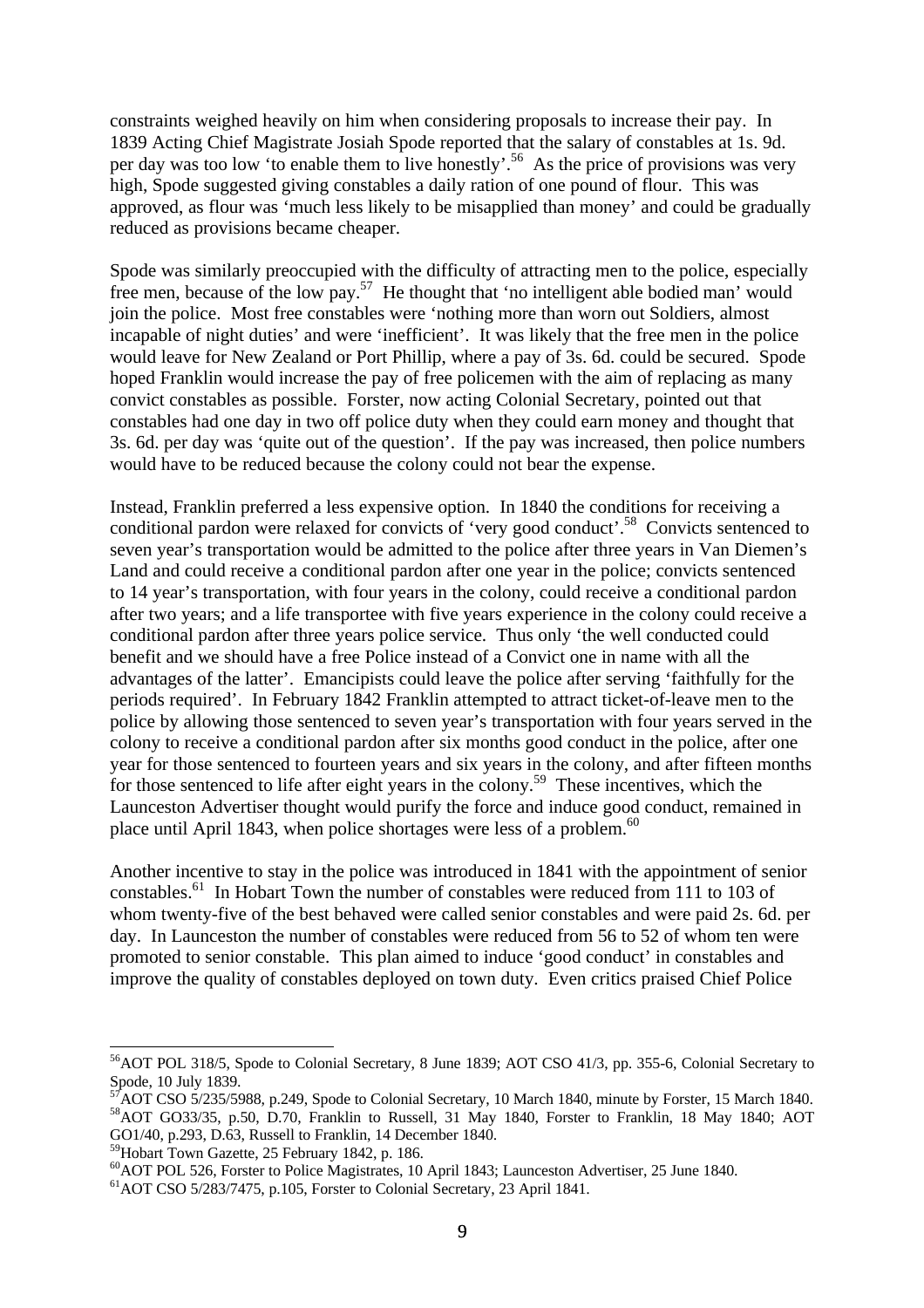constraints weighed heavily on him when considering proposals to increase their pay. In 1839 Acting Chief Magistrate Josiah Spode reported that the salary of constables at 1s. 9d. per day was too low 'to enable them to live honestly'.[56] As the price of provisions was very high, Spode suggested giving constables a daily ration of one pound of flour. This was approved, as flour was 'much less likely to be misapplied than money' and could be gradually reduced as provisions became cheaper.

Spode was similarly preoccupied with the difficulty of attracting men to the police, especially free men, because of the low pay.[57] He thought that 'no intelligent able bodied man' would join the police. Most free constables were 'nothing more than worn out Soldiers, almost incapable of night duties' and were 'inefficient'. It was likely that the free men in the police would leave for New Zealand or Port Phillip, where a pay of 3s. 6d. could be secured. Spode hoped Franklin would increase the pay of free policemen with the aim of replacing as many convict constables as possible. Forster, now acting Colonial Secretary, pointed out that constables had one day in two off police duty when they could earn money and thought that 3s. 6d. per day was 'quite out of the question'. If the pay was increased, then police numbers would have to be reduced because the colony could not bear the expense.

Instead, Franklin preferred a less expensive option. In 1840 the conditions for receiving a conditional pardon were relaxed for convicts of 'very good conduct'.[58] Convicts sentenced to seven year's transportation would be admitted to the police after three years in Van Diemen's Land and could receive a conditional pardon after one year in the police; convicts sentenced to 14 year's transportation, with four years in the colony, could receive a conditional pardon after two years; and a life transportee with five years experience in the colony could receive a conditional pardon after three years police service. Thus only 'the well conducted could benefit and we should have a free Police instead of a Convict one in name with all the advantages of the latter'. Emancipists could leave the police after serving 'faithfully for the periods required'. In February 1842 Franklin attempted to attract ticket-of-leave men to the police by allowing those sentenced to seven year's transportation with four years served in the colony to receive a conditional pardon after six months good conduct in the police, after one year for those sentenced to fourteen years and six years in the colony, and after fifteen months for those sentenced to life after eight years in the colony.[59] These incentives, which the Launceston Advertiser thought would purify the force and induce good conduct, remained in place until April 1843, when police shortages were less of a problem.[60]

Another incentive to stay in the police was introduced in 1841 with the appointment of senior constables.[61] In Hobart Town the number of constables were reduced from 111 to 103 of whom twenty-five of the best behaved were called senior constables and were paid 2s. 6d. per day. In Launceston the number of constables were reduced from 56 to 52 of whom ten were promoted to senior constable. This plan aimed to induce 'good conduct' in constables and improve the quality of constables deployed on town duty. Even critics praised Chief Police

---

[56] AOT POL 318/5, Spode to Colonial Secretary, 8 June 1839; AOT CSO 41/3, pp. 355-6, Colonial Secretary to Spode, 10 July 1839.

[57] AOT CSO 5/235/5988, p.249, Spode to Colonial Secretary, 10 March 1840, minute by Forster, 15 March 1840.

[58] AOT GO33/35, p.50, D.70, Franklin to Russell, 31 May 1840, Forster to Franklin, 18 May 1840; AOT GO1/40, p.293, D.63, Russell to Franklin, 14 December 1840.

[59] Hobart Town Gazette, 25 February 1842, p. 186.

[60] AOT POL 526, Forster to Police Magistrates, 10 April 1843; Launceston Advertiser, 25 June 1840.

[61] AOT CSO 5/283/7475, p.105, Forster to Colonial Secretary, 23 April 1841.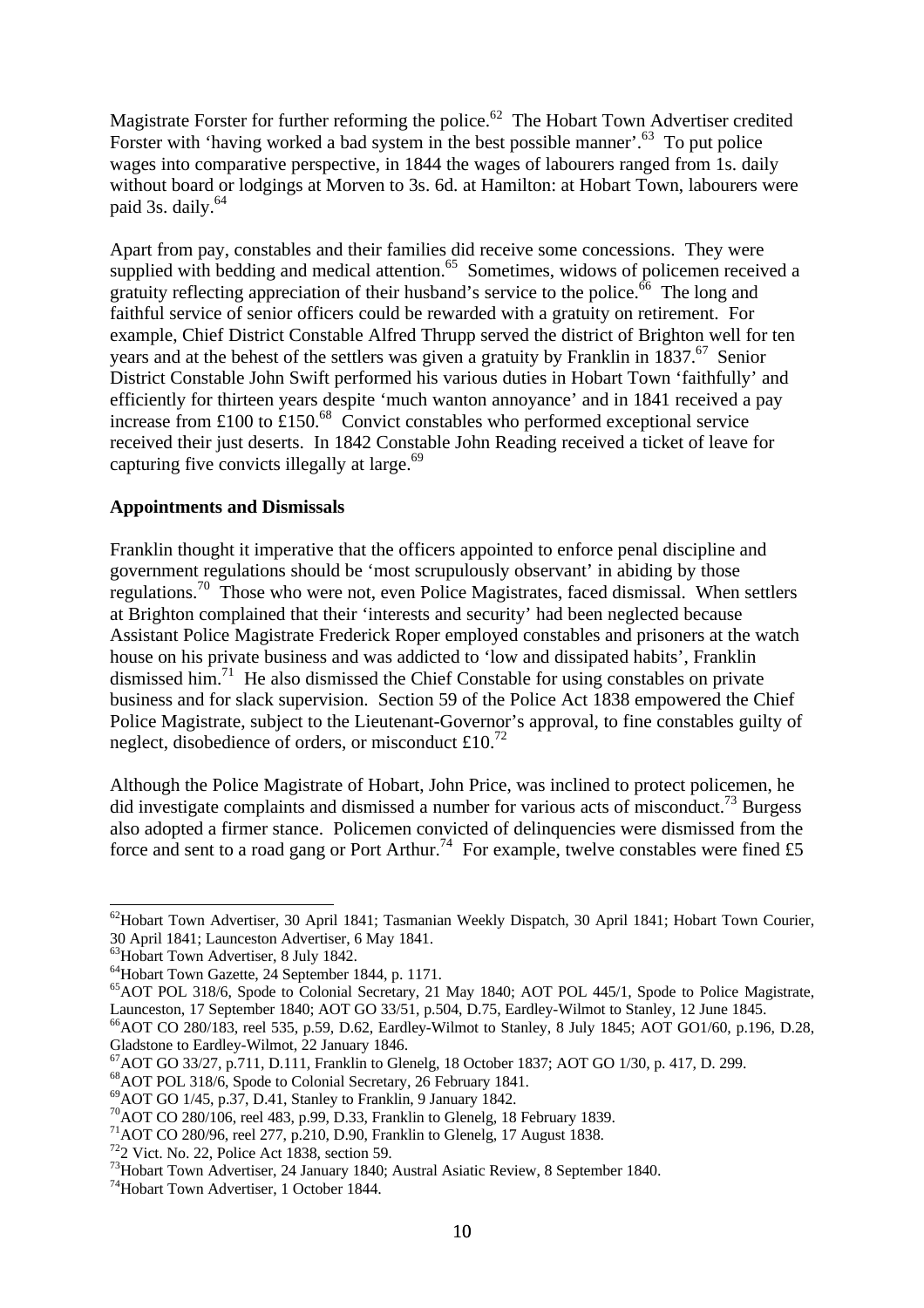Magistrate Forster for further reforming the police.[62] The Hobart Town Advertiser credited Forster with 'having worked a bad system in the best possible manner'.[63] To put police wages into comparative perspective, in 1844 the wages of labourers ranged from 1s. daily without board or lodgings at Morven to 3s. 6d. at Hamilton: at Hobart Town, labourers were paid 3s. daily.[64]

Apart from pay, constables and their families did receive some concessions. They were supplied with bedding and medical attention.[65] Sometimes, widows of policemen received a gratuity reflecting appreciation of their husband's service to the police.[66] The long and faithful service of senior officers could be rewarded with a gratuity on retirement. For example, Chief District Constable Alfred Thrupp served the district of Brighton well for ten years and at the behest of the settlers was given a gratuity by Franklin in 1837.[67] Senior District Constable John Swift performed his various duties in Hobart Town 'faithfully' and efficiently for thirteen years despite 'much wanton annoyance' and in 1841 received a pay increase from £100 to £150.[68] Convict constables who performed exceptional service received their just deserts. In 1842 Constable John Reading received a ticket of leave for capturing five convicts illegally at large.[69]

**Appointments and Dismissals**

Franklin thought it imperative that the officers appointed to enforce penal discipline and government regulations should be 'most scrupulously observant' in abiding by those regulations.[70] Those who were not, even Police Magistrates, faced dismissal. When settlers at Brighton complained that their 'interests and security' had been neglected because Assistant Police Magistrate Frederick Roper employed constables and prisoners at the watch house on his private business and was addicted to 'low and dissipated habits', Franklin dismissed him.[71] He also dismissed the Chief Constable for using constables on private business and for slack supervision. Section 59 of the Police Act 1838 empowered the Chief Police Magistrate, subject to the Lieutenant-Governor's approval, to fine constables guilty of neglect, disobedience of orders, or misconduct £10.[72]

Although the Police Magistrate of Hobart, John Price, was inclined to protect policemen, he did investigate complaints and dismissed a number for various acts of misconduct.[73] Burgess also adopted a firmer stance. Policemen convicted of delinquencies were dismissed from the force and sent to a road gang or Port Arthur.[74] For example, twelve constables were fined £5

---

[62] Hobart Town Advertiser, 30 April 1841; Tasmanian Weekly Dispatch, 30 April 1841; Hobart Town Courier, 30 April 1841; Launceston Advertiser, 6 May 1841.

[63] Hobart Town Advertiser, 8 July 1842.

[64] Hobart Town Gazette, 24 September 1844, p. 1171.

[65] AOT POL 318/6, Spode to Colonial Secretary, 21 May 1840; AOT POL 445/1, Spode to Police Magistrate, Launceston, 17 September 1840; AOT GO 33/51, p.504, D.75, Eardley-Wilmot to Stanley, 12 June 1845.

[66] AOT CO 280/183, reel 535, p.59, D.62, Eardley-Wilmot to Stanley, 8 July 1845; AOT GO1/60, p.196, D.28, Gladstone to Eardley-Wilmot, 22 January 1846.

[67] AOT GO 33/27, p.711, D.111, Franklin to Glenelg, 18 October 1837; AOT GO 1/30, p. 417, D. 299.

[68] AOT POL 318/6, Spode to Colonial Secretary, 26 February 1841.

[69] AOT GO 1/45, p.37, D.41, Stanley to Franklin, 9 January 1842.

[70] AOT CO 280/106, reel 483, p.99, D.33, Franklin to Glenelg, 18 February 1839.

[71] AOT CO 280/96, reel 277, p.210, D.90, Franklin to Glenelg, 17 August 1838.

[72] 2 Vict. No. 22, Police Act 1838, section 59.

[73] Hobart Town Advertiser, 24 January 1840; Austral Asiatic Review, 8 September 1840.

[74] Hobart Town Advertiser, 1 October 1844.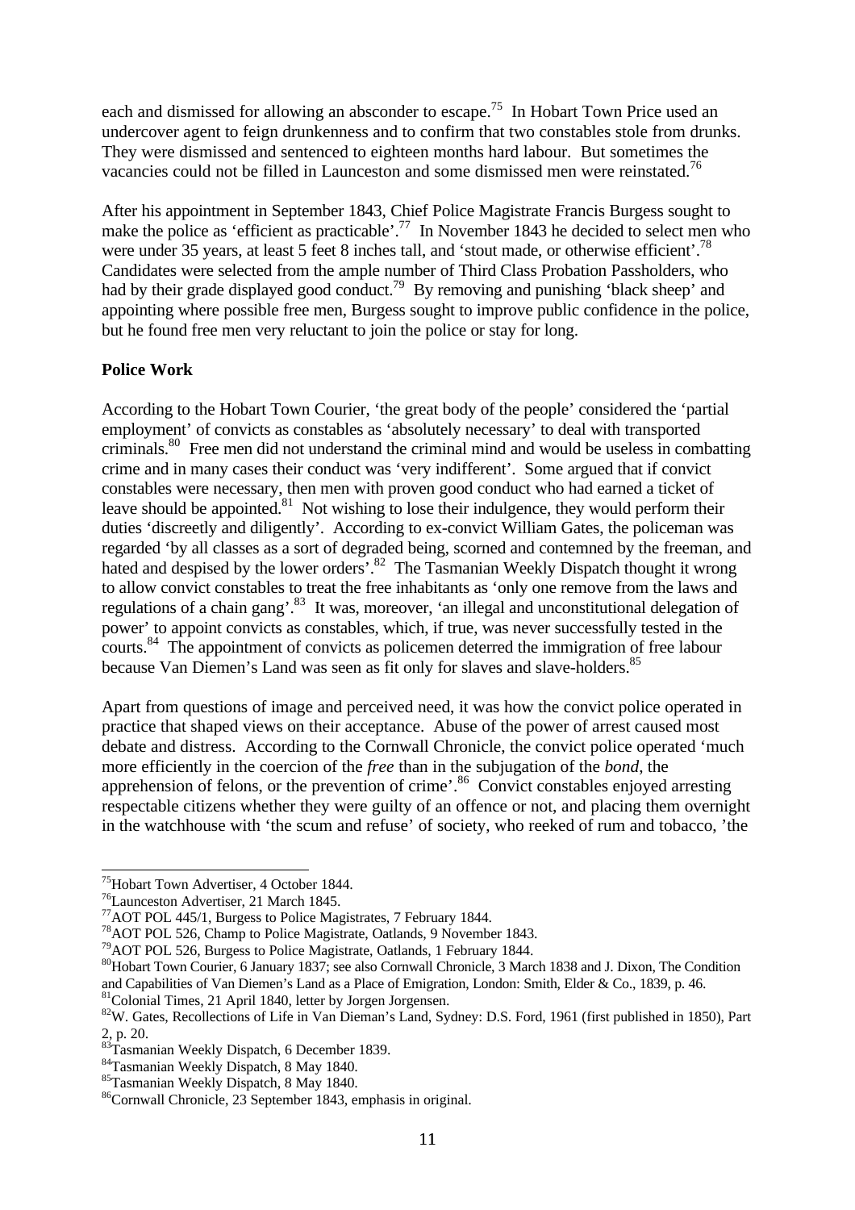each and dismissed for allowing an absconder to escape.[75] In Hobart Town Price used an undercover agent to feign drunkenness and to confirm that two constables stole from drunks. They were dismissed and sentenced to eighteen months hard labour. But sometimes the vacancies could not be filled in Launceston and some dismissed men were reinstated.[76]

After his appointment in September 1843, Chief Police Magistrate Francis Burgess sought to make the police as 'efficient as practicable'.[77] In November 1843 he decided to select men who were under 35 years, at least 5 feet 8 inches tall, and 'stout made, or otherwise efficient'.[78] Candidates were selected from the ample number of Third Class Probation Passholders, who had by their grade displayed good conduct.[79] By removing and punishing 'black sheep' and appointing where possible free men, Burgess sought to improve public confidence in the police, but he found free men very reluctant to join the police or stay for long.

**Police Work**

According to the Hobart Town Courier, 'the great body of the people' considered the 'partial employment' of convicts as constables as 'absolutely necessary' to deal with transported criminals.[80] Free men did not understand the criminal mind and would be useless in combatting crime and in many cases their conduct was 'very indifferent'. Some argued that if convict constables were necessary, then men with proven good conduct who had earned a ticket of leave should be appointed.[81] Not wishing to lose their indulgence, they would perform their duties 'discreetly and diligently'. According to ex-convict William Gates, the policeman was regarded 'by all classes as a sort of degraded being, scorned and contemned by the freeman, and hated and despised by the lower orders'.[82] The Tasmanian Weekly Dispatch thought it wrong to allow convict constables to treat the free inhabitants as 'only one remove from the laws and regulations of a chain gang'.[83] It was, moreover, 'an illegal and unconstitutional delegation of power' to appoint convicts as constables, which, if true, was never successfully tested in the courts.[84] The appointment of convicts as policemen deterred the immigration of free labour because Van Diemen's Land was seen as fit only for slaves and slave-holders.[85]

Apart from questions of image and perceived need, it was how the convict police operated in practice that shaped views on their acceptance. Abuse of the power of arrest caused most debate and distress. According to the Cornwall Chronicle, the convict police operated 'much more efficiently in the coercion of the *free* than in the subjugation of the *bond*, the apprehension of felons, or the prevention of crime'.[86] Convict constables enjoyed arresting respectable citizens whether they were guilty of an offence or not, and placing them overnight in the watchhouse with 'the scum and refuse' of society, who reeked of rum and tobacco, 'the

---

[75] Hobart Town Advertiser, 4 October 1844.
[76] Launceston Advertiser, 21 March 1845.
[77] AOT POL 445/1, Burgess to Police Magistrates, 7 February 1844.
[78] AOT POL 526, Champ to Police Magistrate, Oatlands, 9 November 1843.
[79] AOT POL 526, Burgess to Police Magistrate, Oatlands, 1 February 1844.
[80] Hobart Town Courier, 6 January 1837; see also Cornwall Chronicle, 3 March 1838 and J. Dixon, The Condition and Capabilities of Van Diemen's Land as a Place of Emigration, London: Smith, Elder & Co., 1839, p. 46.
[81] Colonial Times, 21 April 1840, letter by Jorgen Jorgensen.
[82] W. Gates, Recollections of Life in Van Dieman's Land, Sydney: D.S. Ford, 1961 (first published in 1850), Part 2, p. 20.
[83] Tasmanian Weekly Dispatch, 6 December 1839.
[84] Tasmanian Weekly Dispatch, 8 May 1840.
[85] Tasmanian Weekly Dispatch, 8 May 1840.
[86] Cornwall Chronicle, 23 September 1843, emphasis in original.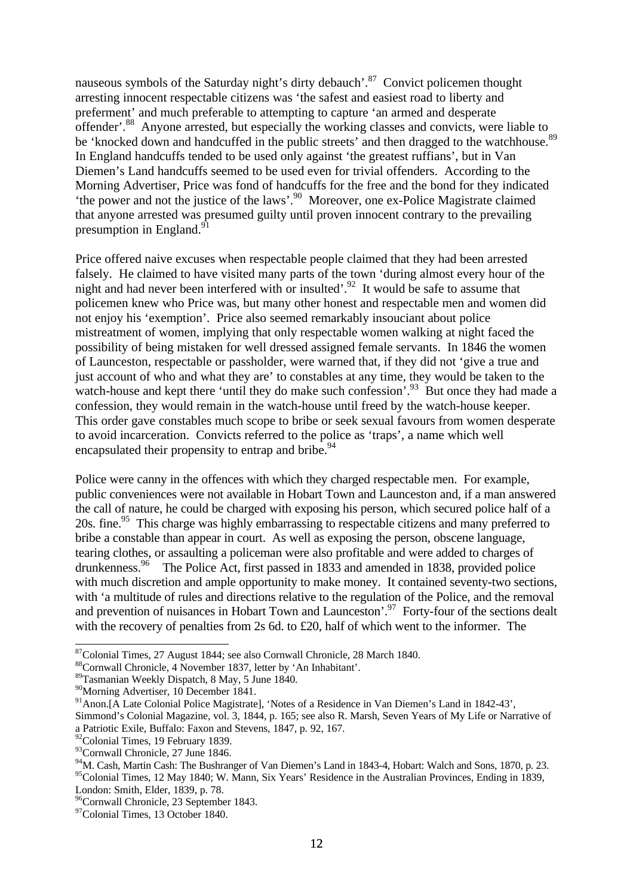nauseous symbols of the Saturday night's dirty debauch'.[87] Convict policemen thought arresting innocent respectable citizens was 'the safest and easiest road to liberty and preferment' and much preferable to attempting to capture 'an armed and desperate offender'.[88] Anyone arrested, but especially the working classes and convicts, were liable to be 'knocked down and handcuffed in the public streets' and then dragged to the watchhouse.[89] In England handcuffs tended to be used only against 'the greatest ruffians', but in Van Diemen's Land handcuffs seemed to be used even for trivial offenders. According to the Morning Advertiser, Price was fond of handcuffs for the free and the bond for they indicated 'the power and not the justice of the laws'.[90] Moreover, one ex-Police Magistrate claimed that anyone arrested was presumed guilty until proven innocent contrary to the prevailing presumption in England.[91]

Price offered naive excuses when respectable people claimed that they had been arrested falsely. He claimed to have visited many parts of the town 'during almost every hour of the night and had never been interfered with or insulted'.[92] It would be safe to assume that policemen knew who Price was, but many other honest and respectable men and women did not enjoy his 'exemption'. Price also seemed remarkably insouciant about police mistreatment of women, implying that only respectable women walking at night faced the possibility of being mistaken for well dressed assigned female servants. In 1846 the women of Launceston, respectable or passholder, were warned that, if they did not 'give a true and just account of who and what they are' to constables at any time, they would be taken to the watch-house and kept there 'until they do make such confession'.[93] But once they had made a confession, they would remain in the watch-house until freed by the watch-house keeper. This order gave constables much scope to bribe or seek sexual favours from women desperate to avoid incarceration. Convicts referred to the police as 'traps', a name which well encapsulated their propensity to entrap and bribe.[94]

Police were canny in the offences with which they charged respectable men. For example, public conveniences were not available in Hobart Town and Launceston and, if a man answered the call of nature, he could be charged with exposing his person, which secured police half of a 20s. fine.[95] This charge was highly embarrassing to respectable citizens and many preferred to bribe a constable than appear in court. As well as exposing the person, obscene language, tearing clothes, or assaulting a policeman were also profitable and were added to charges of drunkenness.[96] The Police Act, first passed in 1833 and amended in 1838, provided police with much discretion and ample opportunity to make money. It contained seventy-two sections, with 'a multitude of rules and directions relative to the regulation of the Police, and the removal and prevention of nuisances in Hobart Town and Launceston'.[97] Forty-four of the sections dealt with the recovery of penalties from 2s 6d. to £20, half of which went to the informer. The

---

[87] Colonial Times, 27 August 1844; see also Cornwall Chronicle, 28 March 1840.

[88] Cornwall Chronicle, 4 November 1837, letter by 'An Inhabitant'.

[89] Tasmanian Weekly Dispatch, 8 May, 5 June 1840.

[90] Morning Advertiser, 10 December 1841.

[91] Anon.[A Late Colonial Police Magistrate], 'Notes of a Residence in Van Diemen's Land in 1842-43', Simmond's Colonial Magazine, vol. 3, 1844, p. 165; see also R. Marsh, Seven Years of My Life or Narrative of a Patriotic Exile, Buffalo: Faxon and Stevens, 1847, p. 92, 167.

[92] Colonial Times, 19 February 1839.

[93] Cornwall Chronicle, 27 June 1846.

[94] M. Cash, Martin Cash: The Bushranger of Van Diemen's Land in 1843-4, Hobart: Walch and Sons, 1870, p. 23.

[95] Colonial Times, 12 May 1840; W. Mann, Six Years' Residence in the Australian Provinces, Ending in 1839, London: Smith, Elder, 1839, p. 78.

[96] Cornwall Chronicle, 23 September 1843.

[97] Colonial Times, 13 October 1840.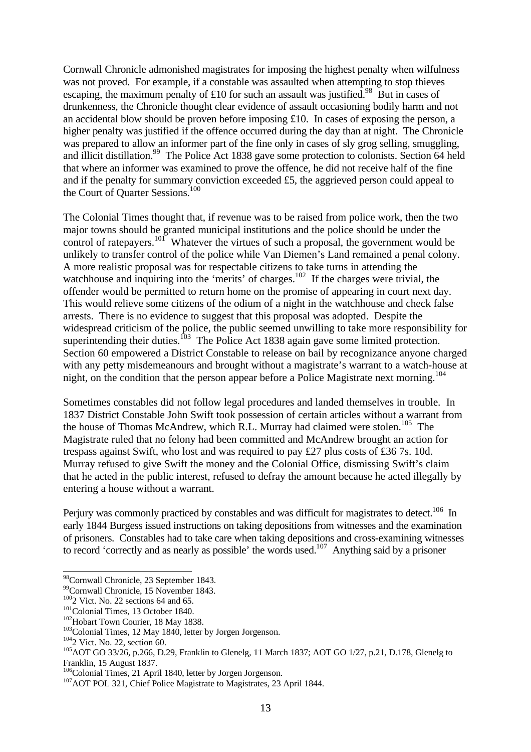Cornwall Chronicle admonished magistrates for imposing the highest penalty when wilfulness was not proved. For example, if a constable was assaulted when attempting to stop thieves escaping, the maximum penalty of £10 for such an assault was justified.[98] But in cases of drunkenness, the Chronicle thought clear evidence of assault occasioning bodily harm and not an accidental blow should be proven before imposing £10. In cases of exposing the person, a higher penalty was justified if the offence occurred during the day than at night. The Chronicle was prepared to allow an informer part of the fine only in cases of sly grog selling, smuggling, and illicit distillation.[99] The Police Act 1838 gave some protection to colonists. Section 64 held that where an informer was examined to prove the offence, he did not receive half of the fine and if the penalty for summary conviction exceeded £5, the aggrieved person could appeal to the Court of Quarter Sessions.[100]

The Colonial Times thought that, if revenue was to be raised from police work, then the two major towns should be granted municipal institutions and the police should be under the control of ratepayers.[101] Whatever the virtues of such a proposal, the government would be unlikely to transfer control of the police while Van Diemen's Land remained a penal colony. A more realistic proposal was for respectable citizens to take turns in attending the watchhouse and inquiring into the 'merits' of charges.[102] If the charges were trivial, the offender would be permitted to return home on the promise of appearing in court next day. This would relieve some citizens of the odium of a night in the watchhouse and check false arrests. There is no evidence to suggest that this proposal was adopted. Despite the widespread criticism of the police, the public seemed unwilling to take more responsibility for superintending their duties.[103] The Police Act 1838 again gave some limited protection. Section 60 empowered a District Constable to release on bail by recognizance anyone charged with any petty misdemeanours and brought without a magistrate's warrant to a watch-house at night, on the condition that the person appear before a Police Magistrate next morning.[104]

Sometimes constables did not follow legal procedures and landed themselves in trouble. In 1837 District Constable John Swift took possession of certain articles without a warrant from the house of Thomas McAndrew, which R.L. Murray had claimed were stolen.[105] The Magistrate ruled that no felony had been committed and McAndrew brought an action for trespass against Swift, who lost and was required to pay £27 plus costs of £36 7s. 10d. Murray refused to give Swift the money and the Colonial Office, dismissing Swift's claim that he acted in the public interest, refused to defray the amount because he acted illegally by entering a house without a warrant.

Perjury was commonly practiced by constables and was difficult for magistrates to detect.[106] In early 1844 Burgess issued instructions on taking depositions from witnesses and the examination of prisoners. Constables had to take care when taking depositions and cross-examining witnesses to record 'correctly and as nearly as possible' the words used.[107] Anything said by a prisoner

---

[98] Cornwall Chronicle, 23 September 1843.
[99] Cornwall Chronicle, 15 November 1843.
[100] 2 Vict. No. 22 sections 64 and 65.
[101] Colonial Times, 13 October 1840.
[102] Hobart Town Courier, 18 May 1838.
[103] Colonial Times, 12 May 1840, letter by Jorgen Jorgenson.
[104] 2 Vict. No. 22, section 60.
[105] AOT GO 33/26, p.266, D.29, Franklin to Glenelg, 11 March 1837; AOT GO 1/27, p.21, D.178, Glenelg to Franklin, 15 August 1837.
[106] Colonial Times, 21 April 1840, letter by Jorgen Jorgenson.
[107] AOT POL 321, Chief Police Magistrate to Magistrates, 23 April 1844.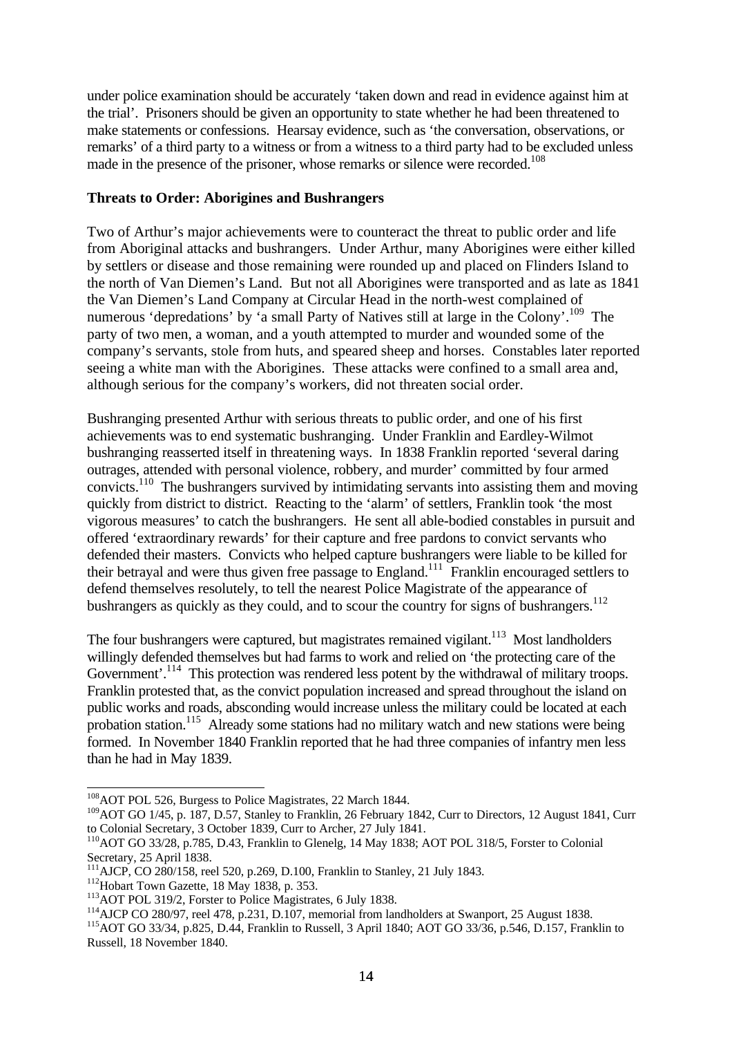under police examination should be accurately 'taken down and read in evidence against him at the trial'. Prisoners should be given an opportunity to state whether he had been threatened to make statements or confessions. Hearsay evidence, such as 'the conversation, observations, or remarks' of a third party to a witness or from a witness to a third party had to be excluded unless made in the presence of the prisoner, whose remarks or silence were recorded.[108]

**Threats to Order: Aborigines and Bushrangers**

Two of Arthur's major achievements were to counteract the threat to public order and life from Aboriginal attacks and bushrangers. Under Arthur, many Aborigines were either killed by settlers or disease and those remaining were rounded up and placed on Flinders Island to the north of Van Diemen's Land. But not all Aborigines were transported and as late as 1841 the Van Diemen's Land Company at Circular Head in the north-west complained of numerous 'depredations' by 'a small Party of Natives still at large in the Colony'.[109] The party of two men, a woman, and a youth attempted to murder and wounded some of the company's servants, stole from huts, and speared sheep and horses. Constables later reported seeing a white man with the Aborigines. These attacks were confined to a small area and, although serious for the company's workers, did not threaten social order.

Bushranging presented Arthur with serious threats to public order, and one of his first achievements was to end systematic bushranging. Under Franklin and Eardley-Wilmot bushranging reasserted itself in threatening ways. In 1838 Franklin reported 'several daring outrages, attended with personal violence, robbery, and murder' committed by four armed convicts.[110] The bushrangers survived by intimidating servants into assisting them and moving quickly from district to district. Reacting to the 'alarm' of settlers, Franklin took 'the most vigorous measures' to catch the bushrangers. He sent all able-bodied constables in pursuit and offered 'extraordinary rewards' for their capture and free pardons to convict servants who defended their masters. Convicts who helped capture bushrangers were liable to be killed for their betrayal and were thus given free passage to England.[111] Franklin encouraged settlers to defend themselves resolutely, to tell the nearest Police Magistrate of the appearance of bushrangers as quickly as they could, and to scour the country for signs of bushrangers.[112]

The four bushrangers were captured, but magistrates remained vigilant.[113] Most landholders willingly defended themselves but had farms to work and relied on 'the protecting care of the Government'.[114] This protection was rendered less potent by the withdrawal of military troops. Franklin protested that, as the convict population increased and spread throughout the island on public works and roads, absconding would increase unless the military could be located at each probation station.[115] Already some stations had no military watch and new stations were being formed. In November 1840 Franklin reported that he had three companies of infantry men less than he had in May 1839.

---

[108] AOT POL 526, Burgess to Police Magistrates, 22 March 1844.

[109] AOT GO 1/45, p. 187, D.57, Stanley to Franklin, 26 February 1842, Curr to Directors, 12 August 1841, Curr to Colonial Secretary, 3 October 1839, Curr to Archer, 27 July 1841.

[110] AOT GO 33/28, p.785, D.43, Franklin to Glenelg, 14 May 1838; AOT POL 318/5, Forster to Colonial Secretary, 25 April 1838.

[111] AJCP, CO 280/158, reel 520, p.269, D.100, Franklin to Stanley, 21 July 1843.

[112] Hobart Town Gazette, 18 May 1838, p. 353.

[113] AOT POL 319/2, Forster to Police Magistrates, 6 July 1838.

[114] AJCP CO 280/97, reel 478, p.231, D.107, memorial from landholders at Swanport, 25 August 1838.

[115] AOT GO 33/34, p.825, D.44, Franklin to Russell, 3 April 1840; AOT GO 33/36, p.546, D.157, Franklin to Russell, 18 November 1840.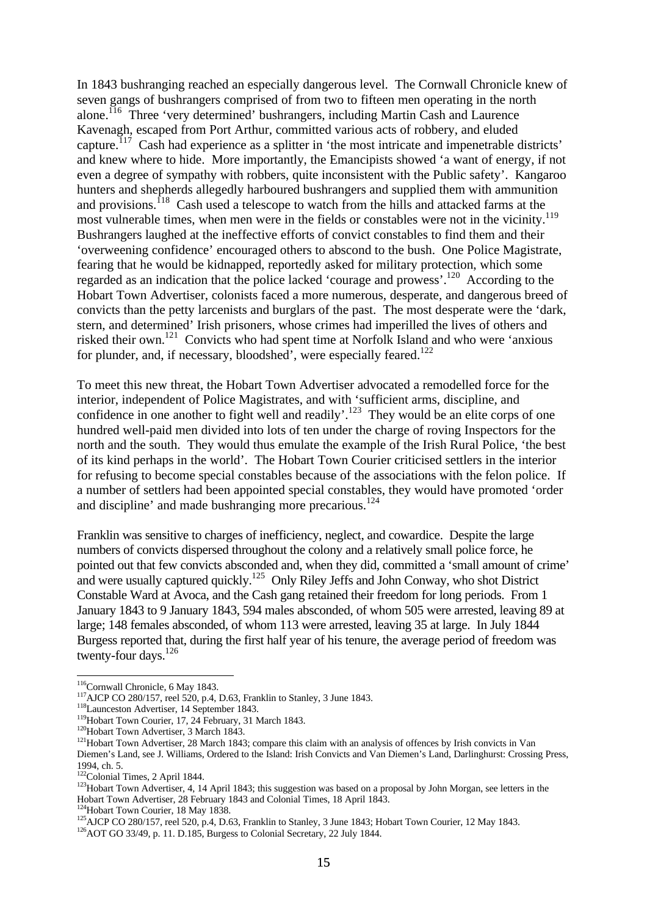In 1843 bushranging reached an especially dangerous level. The Cornwall Chronicle knew of seven gangs of bushrangers comprised of from two to fifteen men operating in the north alone.[116] Three 'very determined' bushrangers, including Martin Cash and Laurence Kavenagh, escaped from Port Arthur, committed various acts of robbery, and eluded capture.[117] Cash had experience as a splitter in 'the most intricate and impenetrable districts' and knew where to hide. More importantly, the Emancipists showed 'a want of energy, if not even a degree of sympathy with robbers, quite inconsistent with the Public safety'. Kangaroo hunters and shepherds allegedly harboured bushrangers and supplied them with ammunition and provisions.[118] Cash used a telescope to watch from the hills and attacked farms at the most vulnerable times, when men were in the fields or constables were not in the vicinity.[119] Bushrangers laughed at the ineffective efforts of convict constables to find them and their 'overweening confidence' encouraged others to abscond to the bush. One Police Magistrate, fearing that he would be kidnapped, reportedly asked for military protection, which some regarded as an indication that the police lacked 'courage and prowess'.[120] According to the Hobart Town Advertiser, colonists faced a more numerous, desperate, and dangerous breed of convicts than the petty larcenists and burglars of the past. The most desperate were the 'dark, stern, and determined' Irish prisoners, whose crimes had imperilled the lives of others and risked their own.[121] Convicts who had spent time at Norfolk Island and who were 'anxious for plunder, and, if necessary, bloodshed', were especially feared.[122]

To meet this new threat, the Hobart Town Advertiser advocated a remodelled force for the interior, independent of Police Magistrates, and with 'sufficient arms, discipline, and confidence in one another to fight well and readily'.[123] They would be an elite corps of one hundred well-paid men divided into lots of ten under the charge of roving Inspectors for the north and the south. They would thus emulate the example of the Irish Rural Police, 'the best of its kind perhaps in the world'. The Hobart Town Courier criticised settlers in the interior for refusing to become special constables because of the associations with the felon police. If a number of settlers had been appointed special constables, they would have promoted 'order and discipline' and made bushranging more precarious.[124]

Franklin was sensitive to charges of inefficiency, neglect, and cowardice. Despite the large numbers of convicts dispersed throughout the colony and a relatively small police force, he pointed out that few convicts absconded and, when they did, committed a 'small amount of crime' and were usually captured quickly.[125] Only Riley Jeffs and John Conway, who shot District Constable Ward at Avoca, and the Cash gang retained their freedom for long periods. From 1 January 1843 to 9 January 1843, 594 males absconded, of whom 505 were arrested, leaving 89 at large; 148 females absconded, of whom 113 were arrested, leaving 35 at large. In July 1844 Burgess reported that, during the first half year of his tenure, the average period of freedom was twenty-four days.[126]

---

[116] Cornwall Chronicle, 6 May 1843.
[117] AJCP CO 280/157, reel 520, p.4, D.63, Franklin to Stanley, 3 June 1843.
[118] Launceston Advertiser, 14 September 1843.
[119] Hobart Town Courier, 17, 24 February, 31 March 1843.
[120] Hobart Town Advertiser, 3 March 1843.
[121] Hobart Town Advertiser, 28 March 1843; compare this claim with an analysis of offences by Irish convicts in Van Diemen's Land, see J. Williams, Ordered to the Island: Irish Convicts and Van Diemen's Land, Darlinghurst: Crossing Press, 1994, ch. 5.
[122] Colonial Times, 2 April 1844.
[123] Hobart Town Advertiser, 4, 14 April 1843; this suggestion was based on a proposal by John Morgan, see letters in the Hobart Town Advertiser, 28 February 1843 and Colonial Times, 18 April 1843.
[124] Hobart Town Courier, 18 May 1838.
[125] AJCP CO 280/157, reel 520, p.4, D.63, Franklin to Stanley, 3 June 1843; Hobart Town Courier, 12 May 1843.
[126] AOT GO 33/49, p. 11. D.185, Burgess to Colonial Secretary, 22 July 1844.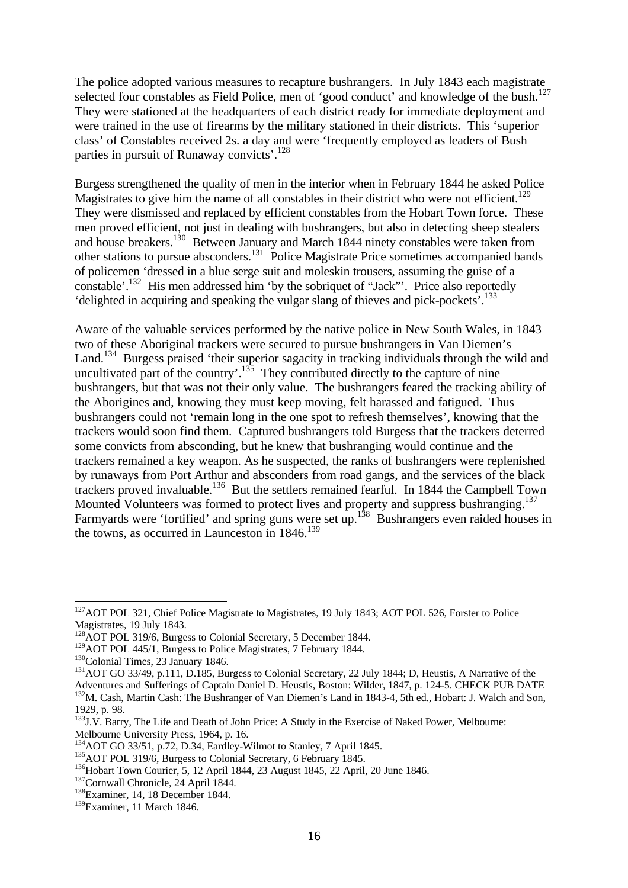The police adopted various measures to recapture bushrangers. In July 1843 each magistrate selected four constables as Field Police, men of 'good conduct' and knowledge of the bush.[127] They were stationed at the headquarters of each district ready for immediate deployment and were trained in the use of firearms by the military stationed in their districts. This 'superior class' of Constables received 2s. a day and were 'frequently employed as leaders of Bush parties in pursuit of Runaway convicts'.[128]

Burgess strengthened the quality of men in the interior when in February 1844 he asked Police Magistrates to give him the name of all constables in their district who were not efficient.[129] They were dismissed and replaced by efficient constables from the Hobart Town force. These men proved efficient, not just in dealing with bushrangers, but also in detecting sheep stealers and house breakers.[130] Between January and March 1844 ninety constables were taken from other stations to pursue absconders.[131] Police Magistrate Price sometimes accompanied bands of policemen 'dressed in a blue serge suit and moleskin trousers, assuming the guise of a constable'.[132] His men addressed him 'by the sobriquet of "Jack"'. Price also reportedly 'delighted in acquiring and speaking the vulgar slang of thieves and pick-pockets'.[133]

Aware of the valuable services performed by the native police in New South Wales, in 1843 two of these Aboriginal trackers were secured to pursue bushrangers in Van Diemen's Land.[134] Burgess praised 'their superior sagacity in tracking individuals through the wild and uncultivated part of the country'.[135] They contributed directly to the capture of nine bushrangers, but that was not their only value. The bushrangers feared the tracking ability of the Aborigines and, knowing they must keep moving, felt harassed and fatigued. Thus bushrangers could not 'remain long in the one spot to refresh themselves', knowing that the trackers would soon find them. Captured bushrangers told Burgess that the trackers deterred some convicts from absconding, but he knew that bushranging would continue and the trackers remained a key weapon. As he suspected, the ranks of bushrangers were replenished by runaways from Port Arthur and absconders from road gangs, and the services of the black trackers proved invaluable.[136] But the settlers remained fearful. In 1844 the Campbell Town Mounted Volunteers was formed to protect lives and property and suppress bushranging.[137] Farmyards were 'fortified' and spring guns were set up.[138] Bushrangers even raided houses in the towns, as occurred in Launceston in 1846.[139]

---

[127] AOT POL 321, Chief Police Magistrate to Magistrates, 19 July 1843; AOT POL 526, Forster to Police Magistrates, 19 July 1843.

[128] AOT POL 319/6, Burgess to Colonial Secretary, 5 December 1844.

[129] AOT POL 445/1, Burgess to Police Magistrates, 7 February 1844.

[130] Colonial Times, 23 January 1846.

[131] AOT GO 33/49, p.111, D.185, Burgess to Colonial Secretary, 22 July 1844; D, Heustis, A Narrative of the Adventures and Sufferings of Captain Daniel D. Heustis, Boston: Wilder, 1847, p. 124-5. CHECK PUB DATE

[132] M. Cash, Martin Cash: The Bushranger of Van Diemen's Land in 1843-4, 5th ed., Hobart: J. Walch and Son, 1929, p. 98.

[133] J.V. Barry, The Life and Death of John Price: A Study in the Exercise of Naked Power, Melbourne: Melbourne University Press, 1964, p. 16.

[134] AOT GO 33/51, p.72, D.34, Eardley-Wilmot to Stanley, 7 April 1845.

[135] AOT POL 319/6, Burgess to Colonial Secretary, 6 February 1845.

[136] Hobart Town Courier, 5, 12 April 1844, 23 August 1845, 22 April, 20 June 1846.

[137] Cornwall Chronicle, 24 April 1844.

[138] Examiner, 14, 18 December 1844.

[139] Examiner, 11 March 1846.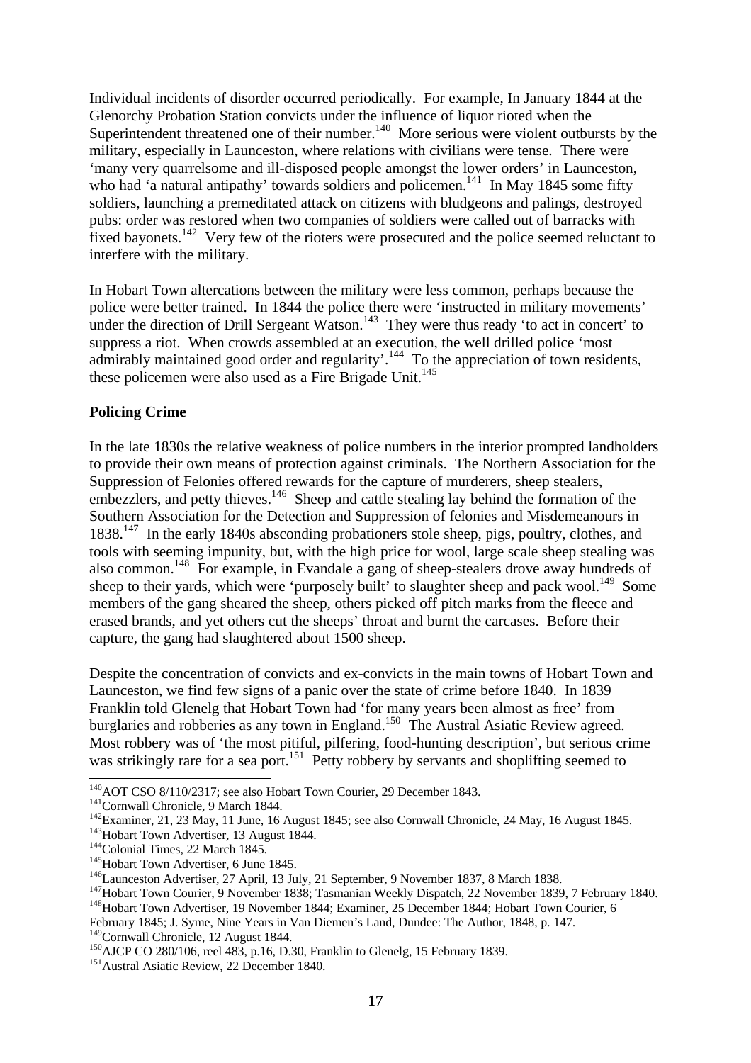Individual incidents of disorder occurred periodically. For example, In January 1844 at the Glenorchy Probation Station convicts under the influence of liquor rioted when the Superintendent threatened one of their number.[140] More serious were violent outbursts by the military, especially in Launceston, where relations with civilians were tense. There were 'many very quarrelsome and ill-disposed people amongst the lower orders' in Launceston, who had 'a natural antipathy' towards soldiers and policemen.[141] In May 1845 some fifty soldiers, launching a premeditated attack on citizens with bludgeons and palings, destroyed pubs: order was restored when two companies of soldiers were called out of barracks with fixed bayonets.[142] Very few of the rioters were prosecuted and the police seemed reluctant to interfere with the military.

In Hobart Town altercations between the military were less common, perhaps because the police were better trained. In 1844 the police there were 'instructed in military movements' under the direction of Drill Sergeant Watson.[143] They were thus ready 'to act in concert' to suppress a riot. When crowds assembled at an execution, the well drilled police 'most admirably maintained good order and regularity'.[144] To the appreciation of town residents, these policemen were also used as a Fire Brigade Unit.[145]

**Policing Crime**

In the late 1830s the relative weakness of police numbers in the interior prompted landholders to provide their own means of protection against criminals. The Northern Association for the Suppression of Felonies offered rewards for the capture of murderers, sheep stealers, embezzlers, and petty thieves.[146] Sheep and cattle stealing lay behind the formation of the Southern Association for the Detection and Suppression of felonies and Misdemeanours in 1838.[147] In the early 1840s absconding probationers stole sheep, pigs, poultry, clothes, and tools with seeming impunity, but, with the high price for wool, large scale sheep stealing was also common.[148] For example, in Evandale a gang of sheep-stealers drove away hundreds of sheep to their yards, which were 'purposely built' to slaughter sheep and pack wool.[149] Some members of the gang sheared the sheep, others picked off pitch marks from the fleece and erased brands, and yet others cut the sheeps' throat and burnt the carcases. Before their capture, the gang had slaughtered about 1500 sheep.

Despite the concentration of convicts and ex-convicts in the main towns of Hobart Town and Launceston, we find few signs of a panic over the state of crime before 1840. In 1839 Franklin told Glenelg that Hobart Town had 'for many years been almost as free' from burglaries and robberies as any town in England.[150] The Austral Asiatic Review agreed. Most robbery was of 'the most pitiful, pilfering, food-hunting description', but serious crime was strikingly rare for a sea port.[151] Petty robbery by servants and shoplifting seemed to

---

[140] AOT CSO 8/110/2317; see also Hobart Town Courier, 29 December 1843.
[141] Cornwall Chronicle, 9 March 1844.
[142] Examiner, 21, 23 May, 11 June, 16 August 1845; see also Cornwall Chronicle, 24 May, 16 August 1845.
[143] Hobart Town Advertiser, 13 August 1844.
[144] Colonial Times, 22 March 1845.
[145] Hobart Town Advertiser, 6 June 1845.
[146] Launceston Advertiser, 27 April, 13 July, 21 September, 9 November 1837, 8 March 1838.
[147] Hobart Town Courier, 9 November 1838; Tasmanian Weekly Dispatch, 22 November 1839, 7 February 1840.
[148] Hobart Town Advertiser, 19 November 1844; Examiner, 25 December 1844; Hobart Town Courier, 6 February 1845; J. Syme, Nine Years in Van Diemen's Land, Dundee: The Author, 1848, p. 147.
[149] Cornwall Chronicle, 12 August 1844.
[150] AJCP CO 280/106, reel 483, p.16, D.30, Franklin to Glenelg, 15 February 1839.
[151] Austral Asiatic Review, 22 December 1840.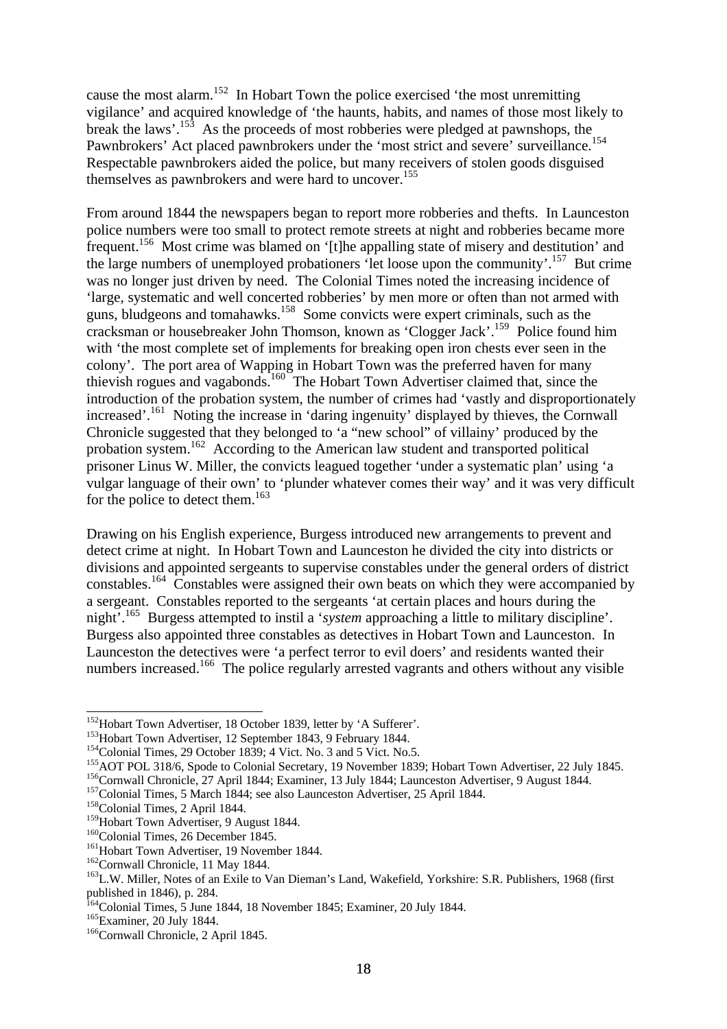cause the most alarm.[152] In Hobart Town the police exercised 'the most unremitting vigilance' and acquired knowledge of 'the haunts, habits, and names of those most likely to break the laws'.[153] As the proceeds of most robberies were pledged at pawnshops, the Pawnbrokers' Act placed pawnbrokers under the 'most strict and severe' surveillance.[154] Respectable pawnbrokers aided the police, but many receivers of stolen goods disguised themselves as pawnbrokers and were hard to uncover.[155]

From around 1844 the newspapers began to report more robberies and thefts. In Launceston police numbers were too small to protect remote streets at night and robberies became more frequent.[156] Most crime was blamed on '[t]he appalling state of misery and destitution' and the large numbers of unemployed probationers 'let loose upon the community'.[157] But crime was no longer just driven by need. The Colonial Times noted the increasing incidence of 'large, systematic and well concerted robberies' by men more or often than not armed with guns, bludgeons and tomahawks.[158] Some convicts were expert criminals, such as the cracksman or housebreaker John Thomson, known as 'Clogger Jack'.[159] Police found him with 'the most complete set of implements for breaking open iron chests ever seen in the colony'. The port area of Wapping in Hobart Town was the preferred haven for many thievish rogues and vagabonds.[160] The Hobart Town Advertiser claimed that, since the introduction of the probation system, the number of crimes had 'vastly and disproportionately increased'.[161] Noting the increase in 'daring ingenuity' displayed by thieves, the Cornwall Chronicle suggested that they belonged to 'a "new school" of villainy' produced by the probation system.[162] According to the American law student and transported political prisoner Linus W. Miller, the convicts leagued together 'under a systematic plan' using 'a vulgar language of their own' to 'plunder whatever comes their way' and it was very difficult for the police to detect them.[163]

Drawing on his English experience, Burgess introduced new arrangements to prevent and detect crime at night. In Hobart Town and Launceston he divided the city into districts or divisions and appointed sergeants to supervise constables under the general orders of district constables.[164] Constables were assigned their own beats on which they were accompanied by a sergeant. Constables reported to the sergeants 'at certain places and hours during the night'.[165] Burgess attempted to instil a '*system* approaching a little to military discipline'. Burgess also appointed three constables as detectives in Hobart Town and Launceston. In Launceston the detectives were 'a perfect terror to evil doers' and residents wanted their numbers increased.[166] The police regularly arrested vagrants and others without any visible

---

[152] Hobart Town Advertiser, 18 October 1839, letter by 'A Sufferer'.
[153] Hobart Town Advertiser, 12 September 1843, 9 February 1844.
[154] Colonial Times, 29 October 1839; 4 Vict. No. 3 and 5 Vict. No.5.
[155] AOT POL 318/6, Spode to Colonial Secretary, 19 November 1839; Hobart Town Advertiser, 22 July 1845.
[156] Cornwall Chronicle, 27 April 1844; Examiner, 13 July 1844; Launceston Advertiser, 9 August 1844.
[157] Colonial Times, 5 March 1844; see also Launceston Advertiser, 25 April 1844.
[158] Colonial Times, 2 April 1844.
[159] Hobart Town Advertiser, 9 August 1844.
[160] Colonial Times, 26 December 1845.
[161] Hobart Town Advertiser, 19 November 1844.
[162] Cornwall Chronicle, 11 May 1844.
[163] L.W. Miller, Notes of an Exile to Van Dieman's Land, Wakefield, Yorkshire: S.R. Publishers, 1968 (first published in 1846), p. 284.
[164] Colonial Times, 5 June 1844, 18 November 1845; Examiner, 20 July 1844.
[165] Examiner, 20 July 1844.
[166] Cornwall Chronicle, 2 April 1845.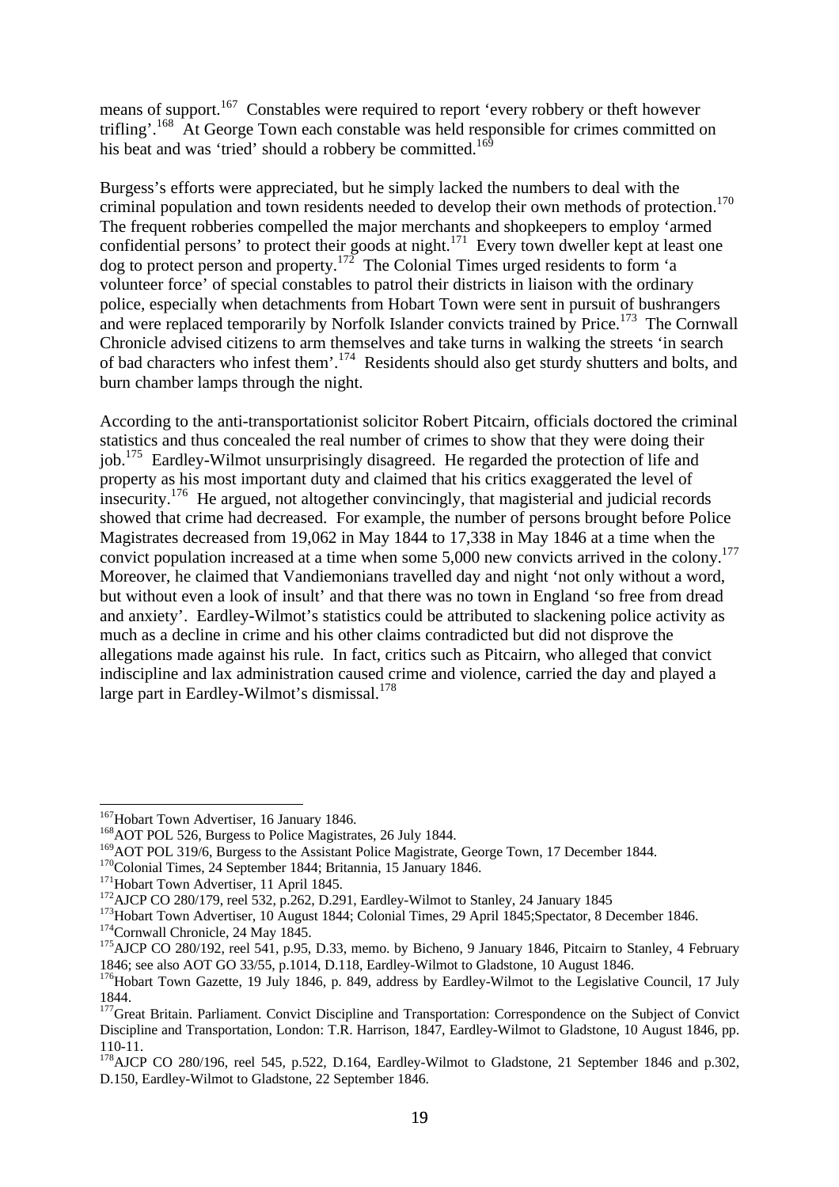means of support.[167] Constables were required to report 'every robbery or theft however trifling'.[168] At George Town each constable was held responsible for crimes committed on his beat and was 'tried' should a robbery be committed.[169]

Burgess's efforts were appreciated, but he simply lacked the numbers to deal with the criminal population and town residents needed to develop their own methods of protection.[170] The frequent robberies compelled the major merchants and shopkeepers to employ 'armed confidential persons' to protect their goods at night.[171] Every town dweller kept at least one dog to protect person and property.[172] The Colonial Times urged residents to form 'a volunteer force' of special constables to patrol their districts in liaison with the ordinary police, especially when detachments from Hobart Town were sent in pursuit of bushrangers and were replaced temporarily by Norfolk Islander convicts trained by Price.[173] The Cornwall Chronicle advised citizens to arm themselves and take turns in walking the streets 'in search of bad characters who infest them'.[174] Residents should also get sturdy shutters and bolts, and burn chamber lamps through the night.

According to the anti-transportationist solicitor Robert Pitcairn, officials doctored the criminal statistics and thus concealed the real number of crimes to show that they were doing their job.[175] Eardley-Wilmot unsurprisingly disagreed. He regarded the protection of life and property as his most important duty and claimed that his critics exaggerated the level of insecurity.[176] He argued, not altogether convincingly, that magisterial and judicial records showed that crime had decreased. For example, the number of persons brought before Police Magistrates decreased from 19,062 in May 1844 to 17,338 in May 1846 at a time when the convict population increased at a time when some 5,000 new convicts arrived in the colony.[177] Moreover, he claimed that Vandiemonians travelled day and night 'not only without a word, but without even a look of insult' and that there was no town in England 'so free from dread and anxiety'. Eardley-Wilmot's statistics could be attributed to slackening police activity as much as a decline in crime and his other claims contradicted but did not disprove the allegations made against his rule. In fact, critics such as Pitcairn, who alleged that convict indiscipline and lax administration caused crime and violence, carried the day and played a large part in Eardley-Wilmot's dismissal.[178]

---

[167] Hobart Town Advertiser, 16 January 1846.

[168] AOT POL 526, Burgess to Police Magistrates, 26 July 1844.

[169] AOT POL 319/6, Burgess to the Assistant Police Magistrate, George Town, 17 December 1844.

[170] Colonial Times, 24 September 1844; Britannia, 15 January 1846.

[171] Hobart Town Advertiser, 11 April 1845.

[172] AJCP CO 280/179, reel 532, p.262, D.291, Eardley-Wilmot to Stanley, 24 January 1845

[173] Hobart Town Advertiser, 10 August 1844; Colonial Times, 29 April 1845;Spectator, 8 December 1846.

[174] Cornwall Chronicle, 24 May 1845.

[175] AJCP CO 280/192, reel 541, p.95, D.33, memo. by Bicheno, 9 January 1846, Pitcairn to Stanley, 4 February 1846; see also AOT GO 33/55, p.1014, D.118, Eardley-Wilmot to Gladstone, 10 August 1846.

[176] Hobart Town Gazette, 19 July 1846, p. 849, address by Eardley-Wilmot to the Legislative Council, 17 July 1844.

[177] Great Britain. Parliament. Convict Discipline and Transportation: Correspondence on the Subject of Convict Discipline and Transportation, London: T.R. Harrison, 1847, Eardley-Wilmot to Gladstone, 10 August 1846, pp. 110-11.

[178] AJCP CO 280/196, reel 545, p.522, D.164, Eardley-Wilmot to Gladstone, 21 September 1846 and p.302, D.150, Eardley-Wilmot to Gladstone, 22 September 1846.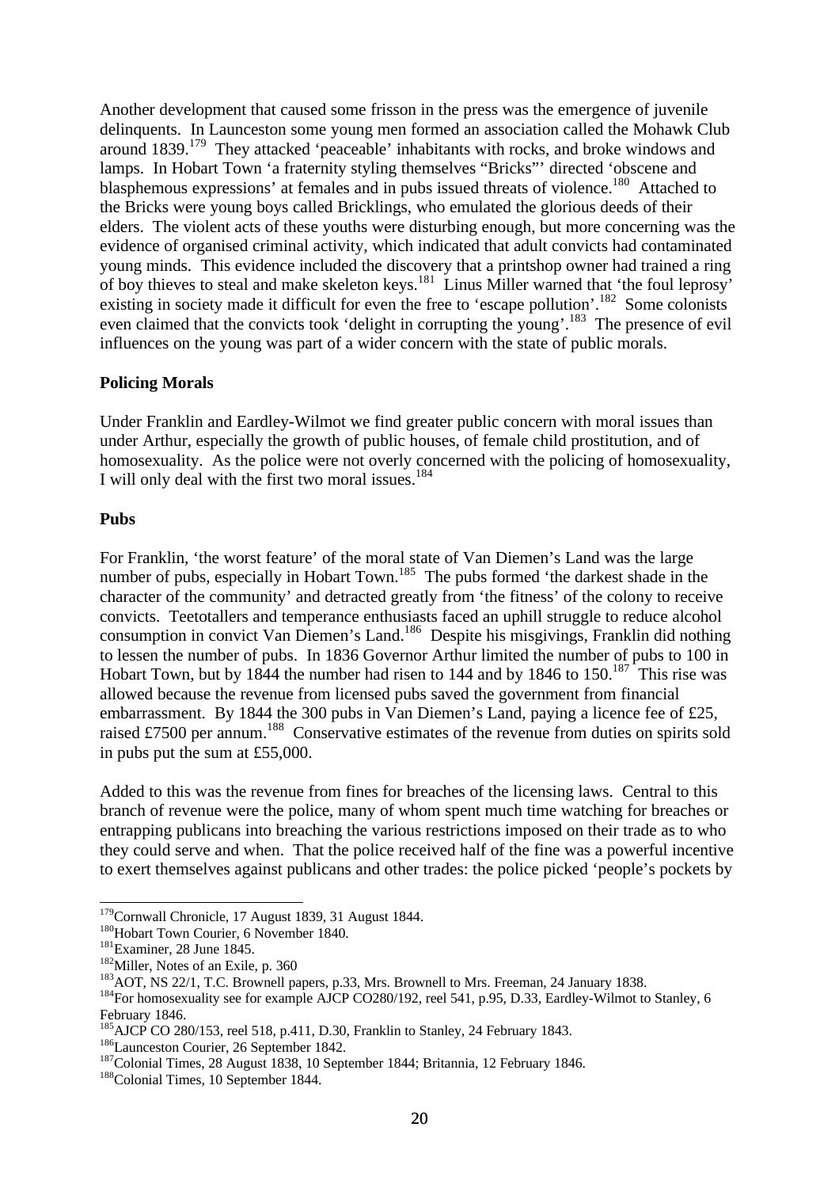Another development that caused some frisson in the press was the emergence of juvenile delinquents. In Launceston some young men formed an association called the Mohawk Club around 1839.[179] They attacked 'peaceable' inhabitants with rocks, and broke windows and lamps. In Hobart Town 'a fraternity styling themselves "Bricks"' directed 'obscene and blasphemous expressions' at females and in pubs issued threats of violence.[180] Attached to the Bricks were young boys called Bricklings, who emulated the glorious deeds of their elders. The violent acts of these youths were disturbing enough, but more concerning was the evidence of organised criminal activity, which indicated that adult convicts had contaminated young minds. This evidence included the discovery that a printshop owner had trained a ring of boy thieves to steal and make skeleton keys.[181] Linus Miller warned that 'the foul leprosy' existing in society made it difficult for even the free to 'escape pollution'.[182] Some colonists even claimed that the convicts took 'delight in corrupting the young'.[183] The presence of evil influences on the young was part of a wider concern with the state of public morals.

**Policing Morals**

Under Franklin and Eardley-Wilmot we find greater public concern with moral issues than under Arthur, especially the growth of public houses, of female child prostitution, and of homosexuality. As the police were not overly concerned with the policing of homosexuality, I will only deal with the first two moral issues.[184]

**Pubs**

For Franklin, 'the worst feature' of the moral state of Van Diemen's Land was the large number of pubs, especially in Hobart Town.[185] The pubs formed 'the darkest shade in the character of the community' and detracted greatly from 'the fitness' of the colony to receive convicts. Teetotallers and temperance enthusiasts faced an uphill struggle to reduce alcohol consumption in convict Van Diemen's Land.[186] Despite his misgivings, Franklin did nothing to lessen the number of pubs. In 1836 Governor Arthur limited the number of pubs to 100 in Hobart Town, but by 1844 the number had risen to 144 and by 1846 to 150.[187] This rise was allowed because the revenue from licensed pubs saved the government from financial embarrassment. By 1844 the 300 pubs in Van Diemen's Land, paying a licence fee of £25, raised £7500 per annum.[188] Conservative estimates of the revenue from duties on spirits sold in pubs put the sum at £55,000.

Added to this was the revenue from fines for breaches of the licensing laws. Central to this branch of revenue were the police, many of whom spent much time watching for breaches or entrapping publicans into breaching the various restrictions imposed on their trade as to who they could serve and when. That the police received half of the fine was a powerful incentive to exert themselves against publicans and other trades: the police picked 'people's pockets by

---

[179] Cornwall Chronicle, 17 August 1839, 31 August 1844.
[180] Hobart Town Courier, 6 November 1840.
[181] Examiner, 28 June 1845.
[182] Miller, Notes of an Exile, p. 360
[183] AOT, NS 22/1, T.C. Brownell papers, p.33, Mrs. Brownell to Mrs. Freeman, 24 January 1838.
[184] For homosexuality see for example AJCP CO280/192, reel 541, p.95, D.33, Eardley-Wilmot to Stanley, 6 February 1846.
[185] AJCP CO 280/153, reel 518, p.411, D.30, Franklin to Stanley, 24 February 1843.
[186] Launceston Courier, 26 September 1842.
[187] Colonial Times, 28 August 1838, 10 September 1844; Britannia, 12 February 1846.
[188] Colonial Times, 10 September 1844.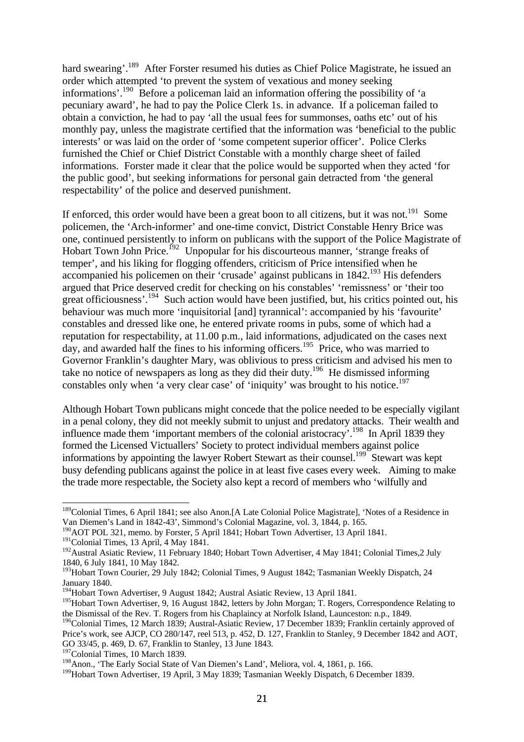hard swearing'.[189] After Forster resumed his duties as Chief Police Magistrate, he issued an order which attempted 'to prevent the system of vexatious and money seeking informations'.[190] Before a policeman laid an information offering the possibility of 'a pecuniary award', he had to pay the Police Clerk 1s. in advance. If a policeman failed to obtain a conviction, he had to pay 'all the usual fees for summonses, oaths etc' out of his monthly pay, unless the magistrate certified that the information was 'beneficial to the public interests' or was laid on the order of 'some competent superior officer'. Police Clerks furnished the Chief or Chief District Constable with a monthly charge sheet of failed informations. Forster made it clear that the police would be supported when they acted 'for the public good', but seeking informations for personal gain detracted from 'the general respectability' of the police and deserved punishment.

If enforced, this order would have been a great boon to all citizens, but it was not.[191] Some policemen, the 'Arch-informer' and one-time convict, District Constable Henry Brice was one, continued persistently to inform on publicans with the support of the Police Magistrate of Hobart Town John Price.[192] Unpopular for his discourteous manner, 'strange freaks of temper', and his liking for flogging offenders, criticism of Price intensified when he accompanied his policemen on their 'crusade' against publicans in 1842.[193] His defenders argued that Price deserved credit for checking on his constables' 'remissness' or 'their too great officiousness'.[194] Such action would have been justified, but, his critics pointed out, his behaviour was much more 'inquisitorial [and] tyrannical': accompanied by his 'favourite' constables and dressed like one, he entered private rooms in pubs, some of which had a reputation for respectability, at 11.00 p.m., laid informations, adjudicated on the cases next day, and awarded half the fines to his informing officers.[195] Price, who was married to Governor Franklin's daughter Mary, was oblivious to press criticism and advised his men to take no notice of newspapers as long as they did their duty.[196] He dismissed informing constables only when 'a very clear case' of 'iniquity' was brought to his notice.[197]

Although Hobart Town publicans might concede that the police needed to be especially vigilant in a penal colony, they did not meekly submit to unjust and predatory attacks. Their wealth and influence made them 'important members of the colonial aristocracy'.[198] In April 1839 they formed the Licensed Victuallers' Society to protect individual members against police informations by appointing the lawyer Robert Stewart as their counsel.[199] Stewart was kept busy defending publicans against the police in at least five cases every week. Aiming to make the trade more respectable, the Society also kept a record of members who 'wilfully and

---

[189] Colonial Times, 6 April 1841; see also Anon.[A Late Colonial Police Magistrate], 'Notes of a Residence in Van Diemen's Land in 1842-43', Simmond's Colonial Magazine, vol. 3, 1844, p. 165.

[190] AOT POL 321, memo. by Forster, 5 April 1841; Hobart Town Advertiser, 13 April 1841.

[191] Colonial Times, 13 April, 4 May 1841.

[192] Austral Asiatic Review, 11 February 1840; Hobart Town Advertiser, 4 May 1841; Colonial Times,2 July 1840, 6 July 1841, 10 May 1842.

[193] Hobart Town Courier, 29 July 1842; Colonial Times, 9 August 1842; Tasmanian Weekly Dispatch, 24 January 1840.

[194] Hobart Town Advertiser, 9 August 1842; Austral Asiatic Review, 13 April 1841.

[195] Hobart Town Advertiser, 9, 16 August 1842, letters by John Morgan; T. Rogers, Correspondence Relating to the Dismissal of the Rev. T. Rogers from his Chaplaincy at Norfolk Island, Launceston: n.p., 1849.

[196] Colonial Times, 12 March 1839; Austral-Asiatic Review, 17 December 1839; Franklin certainly approved of Price's work, see AJCP, CO 280/147, reel 513, p. 452, D. 127, Franklin to Stanley, 9 December 1842 and AOT, GO 33/45, p. 469, D. 67, Franklin to Stanley, 13 June 1843.

[197] Colonial Times, 10 March 1839.

[198] Anon., 'The Early Social State of Van Diemen's Land', Meliora, vol. 4, 1861, p. 166.

[199] Hobart Town Advertiser, 19 April, 3 May 1839; Tasmanian Weekly Dispatch, 6 December 1839.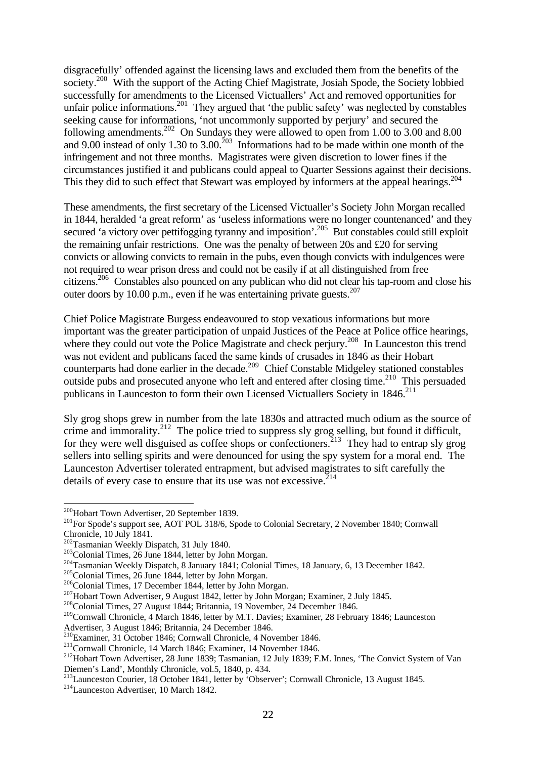disgracefully' offended against the licensing laws and excluded them from the benefits of the society.[200] With the support of the Acting Chief Magistrate, Josiah Spode, the Society lobbied successfully for amendments to the Licensed Victuallers' Act and removed opportunities for unfair police informations.[201] They argued that 'the public safety' was neglected by constables seeking cause for informations, 'not uncommonly supported by perjury' and secured the following amendments.[202] On Sundays they were allowed to open from 1.00 to 3.00 and 8.00 and 9.00 instead of only 1.30 to 3.00.[203] Informations had to be made within one month of the infringement and not three months. Magistrates were given discretion to lower fines if the circumstances justified it and publicans could appeal to Quarter Sessions against their decisions. This they did to such effect that Stewart was employed by informers at the appeal hearings.[204]

These amendments, the first secretary of the Licensed Victualler's Society John Morgan recalled in 1844, heralded 'a great reform' as 'useless informations were no longer countenanced' and they secured 'a victory over pettifogging tyranny and imposition'.[205] But constables could still exploit the remaining unfair restrictions. One was the penalty of between 20s and £20 for serving convicts or allowing convicts to remain in the pubs, even though convicts with indulgences were not required to wear prison dress and could not be easily if at all distinguished from free citizens.[206] Constables also pounced on any publican who did not clear his tap-room and close his outer doors by 10.00 p.m., even if he was entertaining private guests.[207]

Chief Police Magistrate Burgess endeavoured to stop vexatious informations but more important was the greater participation of unpaid Justices of the Peace at Police office hearings, where they could out vote the Police Magistrate and check perjury.[208] In Launceston this trend was not evident and publicans faced the same kinds of crusades in 1846 as their Hobart counterparts had done earlier in the decade.[209] Chief Constable Midgeley stationed constables outside pubs and prosecuted anyone who left and entered after closing time.[210] This persuaded publicans in Launceston to form their own Licensed Victuallers Society in 1846.[211]

Sly grog shops grew in number from the late 1830s and attracted much odium as the source of crime and immorality.[212] The police tried to suppress sly grog selling, but found it difficult, for they were well disguised as coffee shops or confectioners.[213] They had to entrap sly grog sellers into selling spirits and were denounced for using the spy system for a moral end. The Launceston Advertiser tolerated entrapment, but advised magistrates to sift carefully the details of every case to ensure that its use was not excessive.[214]

---

[200] Hobart Town Advertiser, 20 September 1839.
[201] For Spode's support see, AOT POL 318/6, Spode to Colonial Secretary, 2 November 1840; Cornwall Chronicle, 10 July 1841.
[202] Tasmanian Weekly Dispatch, 31 July 1840.
[203] Colonial Times, 26 June 1844, letter by John Morgan.
[204] Tasmanian Weekly Dispatch, 8 January 1841; Colonial Times, 18 January, 6, 13 December 1842.
[205] Colonial Times, 26 June 1844, letter by John Morgan.
[206] Colonial Times, 17 December 1844, letter by John Morgan.
[207] Hobart Town Advertiser, 9 August 1842, letter by John Morgan; Examiner, 2 July 1845.
[208] Colonial Times, 27 August 1844; Britannia, 19 November, 24 December 1846.
[209] Cornwall Chronicle, 4 March 1846, letter by M.T. Davies; Examiner, 28 February 1846; Launceston Advertiser, 3 August 1846; Britannia, 24 December 1846.
[210] Examiner, 31 October 1846; Cornwall Chronicle, 4 November 1846.
[211] Cornwall Chronicle, 14 March 1846; Examiner, 14 November 1846.
[212] Hobart Town Advertiser, 28 June 1839; Tasmanian, 12 July 1839; F.M. Innes, 'The Convict System of Van Diemen's Land', Monthly Chronicle, vol.5, 1840, p. 434.
[213] Launceston Courier, 18 October 1841, letter by 'Observer'; Cornwall Chronicle, 13 August 1845.
[214] Launceston Advertiser, 10 March 1842.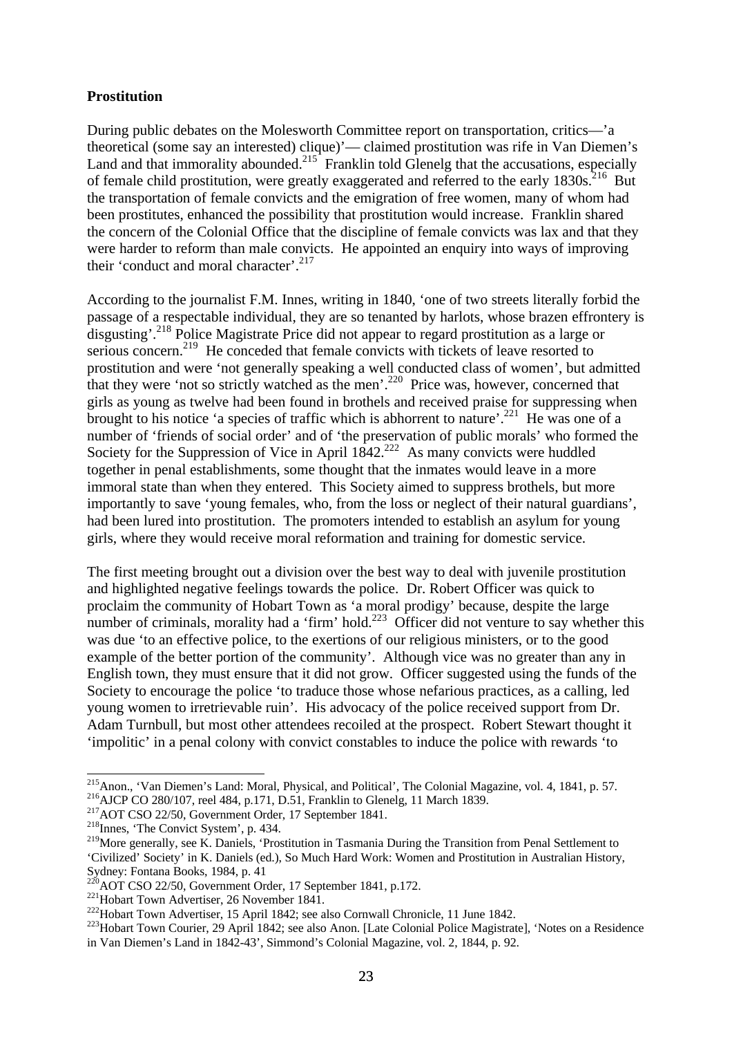**Prostitution**

During public debates on the Molesworth Committee report on transportation, critics—'a theoretical (some say an interested) clique)'— claimed prostitution was rife in Van Diemen's Land and that immorality abounded.[215] Franklin told Glenelg that the accusations, especially of female child prostitution, were greatly exaggerated and referred to the early 1830s.[216] But the transportation of female convicts and the emigration of free women, many of whom had been prostitutes, enhanced the possibility that prostitution would increase. Franklin shared the concern of the Colonial Office that the discipline of female convicts was lax and that they were harder to reform than male convicts. He appointed an enquiry into ways of improving their 'conduct and moral character'.[217]

According to the journalist F.M. Innes, writing in 1840, 'one of two streets literally forbid the passage of a respectable individual, they are so tenanted by harlots, whose brazen effrontery is disgusting'.[218] Police Magistrate Price did not appear to regard prostitution as a large or serious concern.[219] He conceded that female convicts with tickets of leave resorted to prostitution and were 'not generally speaking a well conducted class of women', but admitted that they were 'not so strictly watched as the men'.[220] Price was, however, concerned that girls as young as twelve had been found in brothels and received praise for suppressing when brought to his notice 'a species of traffic which is abhorrent to nature'.[221] He was one of a number of 'friends of social order' and of 'the preservation of public morals' who formed the Society for the Suppression of Vice in April 1842.[222] As many convicts were huddled together in penal establishments, some thought that the inmates would leave in a more immoral state than when they entered. This Society aimed to suppress brothels, but more importantly to save 'young females, who, from the loss or neglect of their natural guardians', had been lured into prostitution. The promoters intended to establish an asylum for young girls, where they would receive moral reformation and training for domestic service.

The first meeting brought out a division over the best way to deal with juvenile prostitution and highlighted negative feelings towards the police. Dr. Robert Officer was quick to proclaim the community of Hobart Town as 'a moral prodigy' because, despite the large number of criminals, morality had a 'firm' hold.[223] Officer did not venture to say whether this was due 'to an effective police, to the exertions of our religious ministers, or to the good example of the better portion of the community'. Although vice was no greater than any in English town, they must ensure that it did not grow. Officer suggested using the funds of the Society to encourage the police 'to traduce those whose nefarious practices, as a calling, led young women to irretrievable ruin'. His advocacy of the police received support from Dr. Adam Turnbull, but most other attendees recoiled at the prospect. Robert Stewart thought it 'impolitic' in a penal colony with convict constables to induce the police with rewards 'to

---

[215] Anon., 'Van Diemen's Land: Moral, Physical, and Political', The Colonial Magazine, vol. 4, 1841, p. 57.

[216] AJCP CO 280/107, reel 484, p.171, D.51, Franklin to Glenelg, 11 March 1839.

[217] AOT CSO 22/50, Government Order, 17 September 1841.

[218] Innes, 'The Convict System', p. 434.

[219] More generally, see K. Daniels, 'Prostitution in Tasmania During the Transition from Penal Settlement to 'Civilized' Society' in K. Daniels (ed.), So Much Hard Work: Women and Prostitution in Australian History, Sydney: Fontana Books, 1984, p. 41

[220] AOT CSO 22/50, Government Order, 17 September 1841, p.172.

[221] Hobart Town Advertiser, 26 November 1841.

[222] Hobart Town Advertiser, 15 April 1842; see also Cornwall Chronicle, 11 June 1842.

[223] Hobart Town Courier, 29 April 1842; see also Anon. [Late Colonial Police Magistrate], 'Notes on a Residence in Van Diemen's Land in 1842-43', Simmond's Colonial Magazine, vol. 2, 1844, p. 92.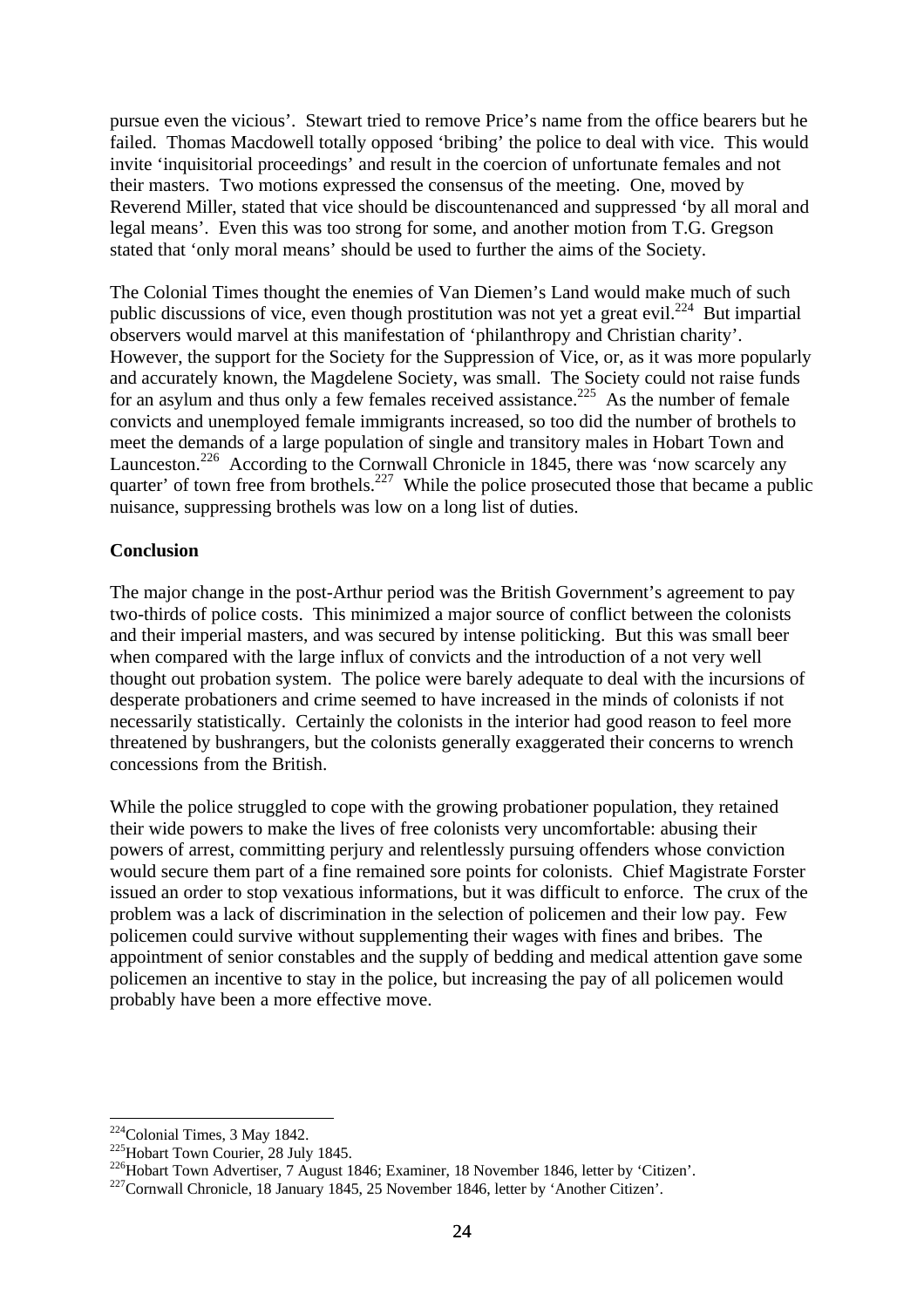pursue even the vicious'. Stewart tried to remove Price's name from the office bearers but he failed. Thomas Macdowell totally opposed 'bribing' the police to deal with vice. This would invite 'inquisitorial proceedings' and result in the coercion of unfortunate females and not their masters. Two motions expressed the consensus of the meeting. One, moved by Reverend Miller, stated that vice should be discountenanced and suppressed 'by all moral and legal means'. Even this was too strong for some, and another motion from T.G. Gregson stated that 'only moral means' should be used to further the aims of the Society.

The Colonial Times thought the enemies of Van Diemen's Land would make much of such public discussions of vice, even though prostitution was not yet a great evil.[224] But impartial observers would marvel at this manifestation of 'philanthropy and Christian charity'. However, the support for the Society for the Suppression of Vice, or, as it was more popularly and accurately known, the Magdelene Society, was small. The Society could not raise funds for an asylum and thus only a few females received assistance.[225] As the number of female convicts and unemployed female immigrants increased, so too did the number of brothels to meet the demands of a large population of single and transitory males in Hobart Town and Launceston.[226] According to the Cornwall Chronicle in 1845, there was 'now scarcely any quarter' of town free from brothels.[227] While the police prosecuted those that became a public nuisance, suppressing brothels was low on a long list of duties.

**Conclusion**

The major change in the post-Arthur period was the British Government's agreement to pay two-thirds of police costs. This minimized a major source of conflict between the colonists and their imperial masters, and was secured by intense politicking. But this was small beer when compared with the large influx of convicts and the introduction of a not very well thought out probation system. The police were barely adequate to deal with the incursions of desperate probationers and crime seemed to have increased in the minds of colonists if not necessarily statistically. Certainly the colonists in the interior had good reason to feel more threatened by bushrangers, but the colonists generally exaggerated their concerns to wrench concessions from the British.

While the police struggled to cope with the growing probationer population, they retained their wide powers to make the lives of free colonists very uncomfortable: abusing their powers of arrest, committing perjury and relentlessly pursuing offenders whose conviction would secure them part of a fine remained sore points for colonists. Chief Magistrate Forster issued an order to stop vexatious informations, but it was difficult to enforce. The crux of the problem was a lack of discrimination in the selection of policemen and their low pay. Few policemen could survive without supplementing their wages with fines and bribes. The appointment of senior constables and the supply of bedding and medical attention gave some policemen an incentive to stay in the police, but increasing the pay of all policemen would probably have been a more effective move.

---

[224] Colonial Times, 3 May 1842.

[225] Hobart Town Courier, 28 July 1845.

[226] Hobart Town Advertiser, 7 August 1846; Examiner, 18 November 1846, letter by 'Citizen'.

[227] Cornwall Chronicle, 18 January 1845, 25 November 1846, letter by 'Another Citizen'.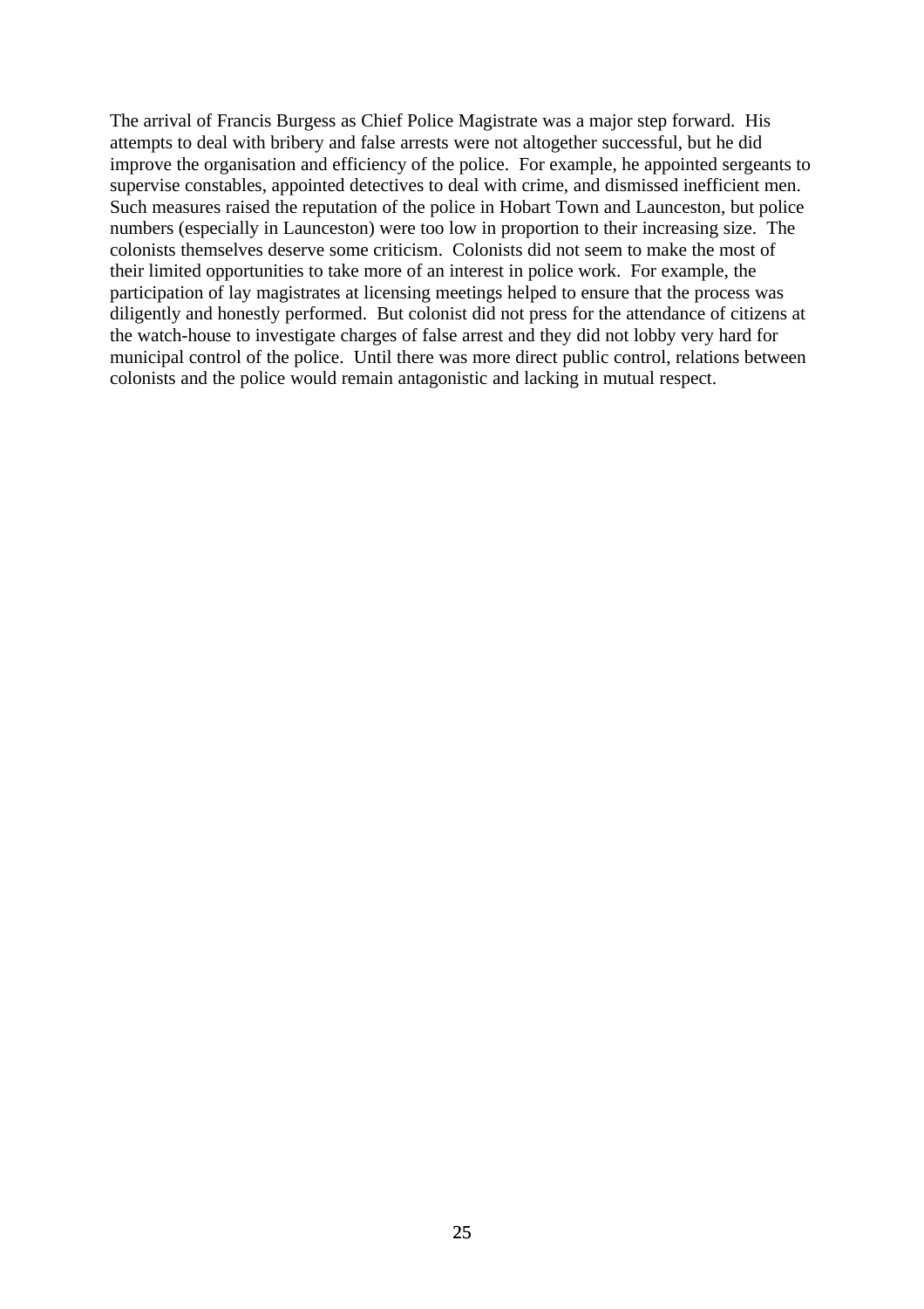The arrival of Francis Burgess as Chief Police Magistrate was a major step forward. His attempts to deal with bribery and false arrests were not altogether successful, but he did improve the organisation and efficiency of the police. For example, he appointed sergeants to supervise constables, appointed detectives to deal with crime, and dismissed inefficient men. Such measures raised the reputation of the police in Hobart Town and Launceston, but police numbers (especially in Launceston) were too low in proportion to their increasing size. The colonists themselves deserve some criticism. Colonists did not seem to make the most of their limited opportunities to take more of an interest in police work. For example, the participation of lay magistrates at licensing meetings helped to ensure that the process was diligently and honestly performed. But colonist did not press for the attendance of citizens at the watch-house to investigate charges of false arrest and they did not lobby very hard for municipal control of the police. Until there was more direct public control, relations between colonists and the police would remain antagonistic and lacking in mutual respect.